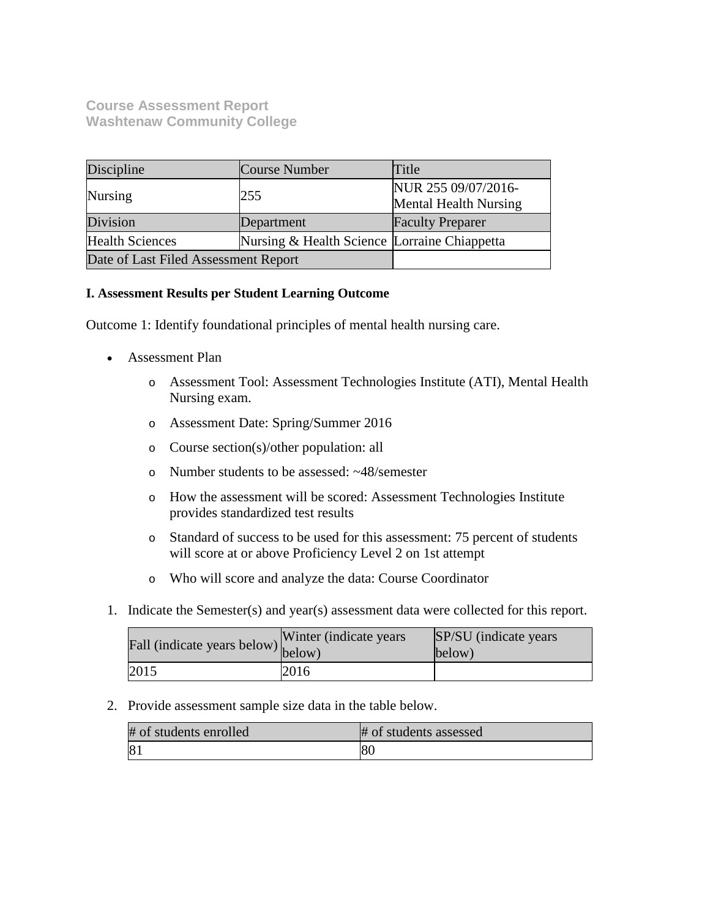**Course Assessment Report**
**Washtenaw Community College**

| Discipline | Course Number | Title |
|---|---|---|
| Nursing | 255 | NUR 255 09/07/2016-Mental Health Nursing |
| Division | Department | Faculty Preparer |
| Health Sciences | Nursing & Health Science | Lorraine Chiappetta |
| Date of Last Filed Assessment Report | | |

**I. Assessment Results per Student Learning Outcome**

Outcome 1: Identify foundational principles of mental health nursing care.

- Assessment Plan
  - Assessment Tool: Assessment Technologies Institute (ATI), Mental Health Nursing exam.
  - Assessment Date: Spring/Summer 2016
  - Course section(s)/other population: all
  - Number students to be assessed: ~48/semester
  - How the assessment will be scored: Assessment Technologies Institute provides standardized test results
  - Standard of success to be used for this assessment: 75 percent of students will score at or above Proficiency Level 2 on 1st attempt
  - Who will score and analyze the data: Course Coordinator

1. Indicate the Semester(s) and year(s) assessment data were collected for this report.

| Fall (indicate years below) | Winter (indicate years below) | SP/SU (indicate years below) |
|---|---|---|
| 2015 | 2016 | |

2. Provide assessment sample size data in the table below.

| # of students enrolled | # of students assessed |
|---|---|
| 81 | 80 |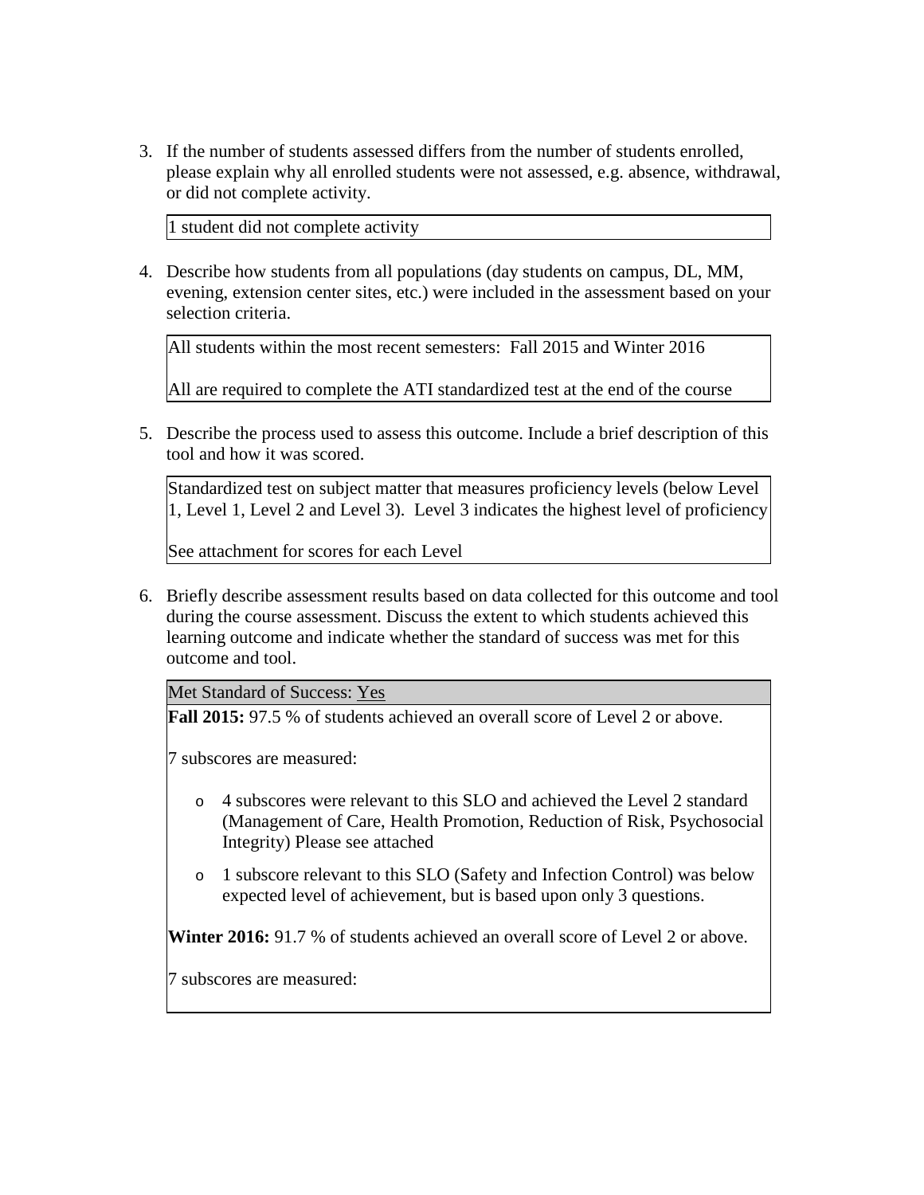3. If the number of students assessed differs from the number of students enrolled, please explain why all enrolled students were not assessed, e.g. absence, withdrawal, or did not complete activity.

   1 student did not complete activity

4. Describe how students from all populations (day students on campus, DL, MM, evening, extension center sites, etc.) were included in the assessment based on your selection criteria.

   All students within the most recent semesters: Fall 2015 and Winter 2016

   All are required to complete the ATI standardized test at the end of the course

5. Describe the process used to assess this outcome. Include a brief description of this tool and how it was scored.

   Standardized test on subject matter that measures proficiency levels (below Level 1, Level 1, Level 2 and Level 3). Level 3 indicates the highest level of proficiency

   See attachment for scores for each Level

6. Briefly describe assessment results based on data collected for this outcome and tool during the course assessment. Discuss the extent to which students achieved this learning outcome and indicate whether the standard of success was met for this outcome and tool.

   Met Standard of Success: Yes

   **Fall 2015:** 97.5 % of students achieved an overall score of Level 2 or above.

   7 subscores are measured:

   - 4 subscores were relevant to this SLO and achieved the Level 2 standard (Management of Care, Health Promotion, Reduction of Risk, Psychosocial Integrity) Please see attached
   - 1 subscore relevant to this SLO (Safety and Infection Control) was below expected level of achievement, but is based upon only 3 questions.

   **Winter 2016:** 91.7 % of students achieved an overall score of Level 2 or above.

   7 subscores are measured: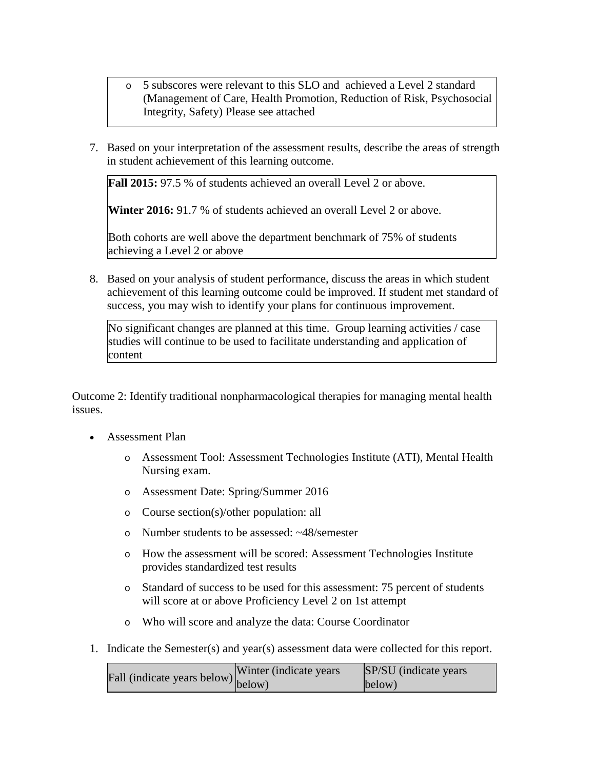- 5 subscores were relevant to this SLO and achieved a Level 2 standard (Management of Care, Health Promotion, Reduction of Risk, Psychosocial Integrity, Safety) Please see attached

7. Based on your interpretation of the assessment results, describe the areas of strength in student achievement of this learning outcome.

**Fall 2015:** 97.5 % of students achieved an overall Level 2 or above.

**Winter 2016:** 91.7 % of students achieved an overall Level 2 or above.

Both cohorts are well above the department benchmark of 75% of students achieving a Level 2 or above

8. Based on your analysis of student performance, discuss the areas in which student achievement of this learning outcome could be improved. If student met standard of success, you may wish to identify your plans for continuous improvement.

No significant changes are planned at this time. Group learning activities / case studies will continue to be used to facilitate understanding and application of content

Outcome 2: Identify traditional nonpharmacological therapies for managing mental health issues.

- Assessment Plan
  - Assessment Tool: Assessment Technologies Institute (ATI), Mental Health Nursing exam.
  - Assessment Date: Spring/Summer 2016
  - Course section(s)/other population: all
  - Number students to be assessed: ~48/semester
  - How the assessment will be scored: Assessment Technologies Institute provides standardized test results
  - Standard of success to be used for this assessment: 75 percent of students will score at or above Proficiency Level 2 on 1st attempt
  - Who will score and analyze the data: Course Coordinator

1. Indicate the Semester(s) and year(s) assessment data were collected for this report.

| Fall (indicate years below) | Winter (indicate years below) | SP/SU (indicate years below) |
| --- | --- | --- |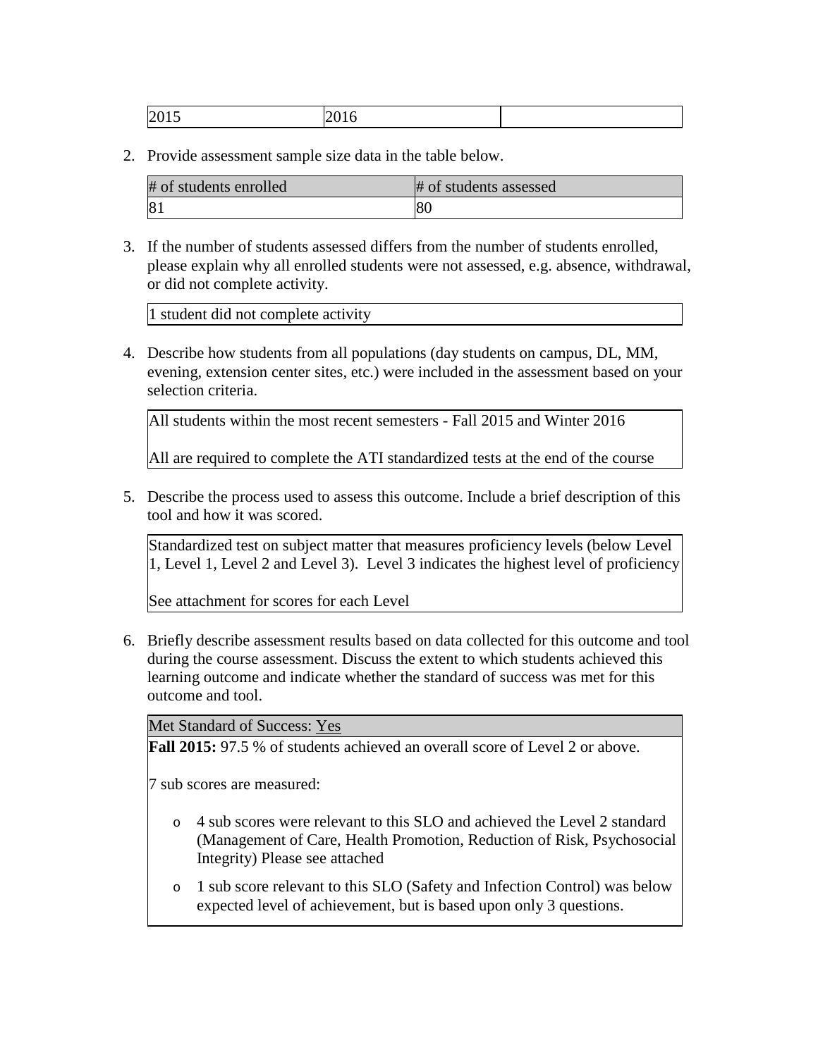| 2015 | 2016 | |
|---|---|---|

2. Provide assessment sample size data in the table below.

| # of students enrolled | # of students assessed |
|---|---|
| 81 | 80 |

3. If the number of students assessed differs from the number of students enrolled, please explain why all enrolled students were not assessed, e.g. absence, withdrawal, or did not complete activity.

| 1 student did not complete activity |
|---|

4. Describe how students from all populations (day students on campus, DL, MM, evening, extension center sites, etc.) were included in the assessment based on your selection criteria.

| All students within the most recent semesters - Fall 2015 and Winter 2016<br><br>All are required to complete the ATI standardized tests at the end of the course |
|---|

5. Describe the process used to assess this outcome. Include a brief description of this tool and how it was scored.

| Standardized test on subject matter that measures proficiency levels (below Level 1, Level 1, Level 2 and Level 3). Level 3 indicates the highest level of proficiency<br><br>See attachment for scores for each Level |
|---|

6. Briefly describe assessment results based on data collected for this outcome and tool during the course assessment. Discuss the extent to which students achieved this learning outcome and indicate whether the standard of success was met for this outcome and tool.

Met Standard of Success: Yes

**Fall 2015:** 97.5 % of students achieved an overall score of Level 2 or above.

7 sub scores are measured:

- 4 sub scores were relevant to this SLO and achieved the Level 2 standard (Management of Care, Health Promotion, Reduction of Risk, Psychosocial Integrity) Please see attached
- 1 sub score relevant to this SLO (Safety and Infection Control) was below expected level of achievement, but is based upon only 3 questions.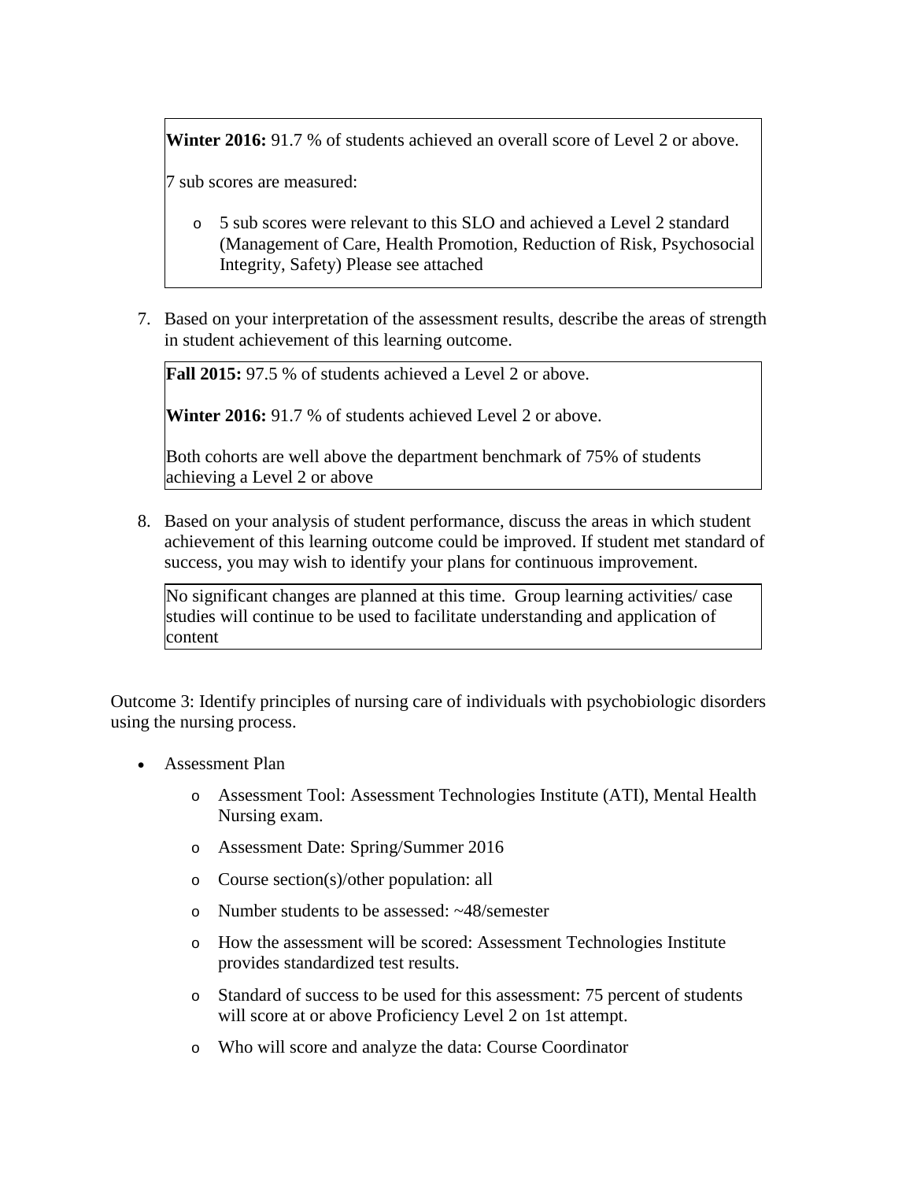**Winter 2016:** 91.7 % of students achieved an overall score of Level 2 or above.

7 sub scores are measured:

- 5 sub scores were relevant to this SLO and achieved a Level 2 standard (Management of Care, Health Promotion, Reduction of Risk, Psychosocial Integrity, Safety) Please see attached

7. Based on your interpretation of the assessment results, describe the areas of strength in student achievement of this learning outcome.

**Fall 2015:** 97.5 % of students achieved a Level 2 or above.

**Winter 2016:** 91.7 % of students achieved Level 2 or above.

Both cohorts are well above the department benchmark of 75% of students achieving a Level 2 or above

8. Based on your analysis of student performance, discuss the areas in which student achievement of this learning outcome could be improved. If student met standard of success, you may wish to identify your plans for continuous improvement.

No significant changes are planned at this time. Group learning activities/ case studies will continue to be used to facilitate understanding and application of content

Outcome 3: Identify principles of nursing care of individuals with psychobiologic disorders using the nursing process.

- Assessment Plan
  - Assessment Tool: Assessment Technologies Institute (ATI), Mental Health Nursing exam.
  - Assessment Date: Spring/Summer 2016
  - Course section(s)/other population: all
  - Number students to be assessed: ~48/semester
  - How the assessment will be scored: Assessment Technologies Institute provides standardized test results.
  - Standard of success to be used for this assessment: 75 percent of students will score at or above Proficiency Level 2 on 1st attempt.
  - Who will score and analyze the data: Course Coordinator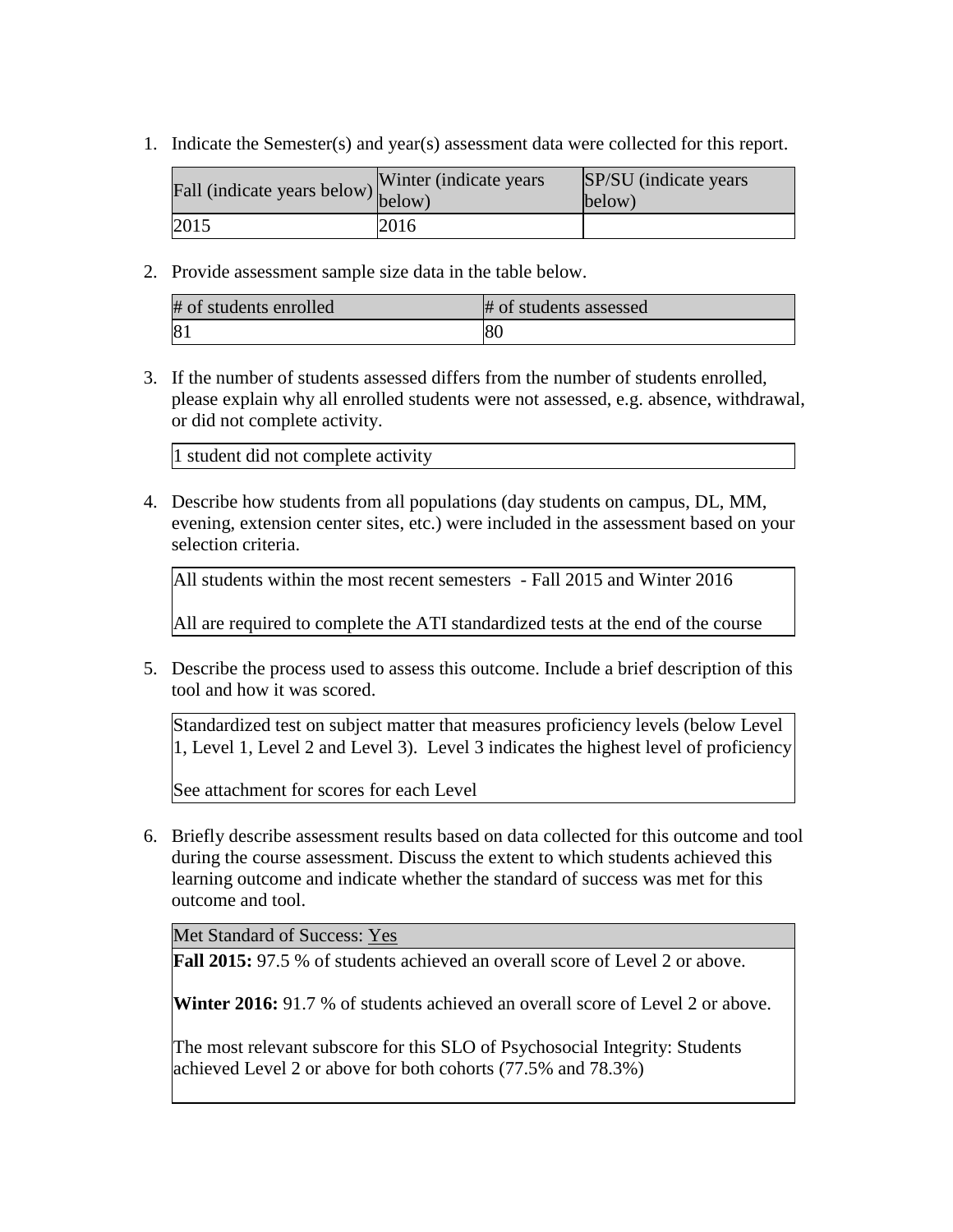1. Indicate the Semester(s) and year(s) assessment data were collected for this report.

| Fall (indicate years below) | Winter (indicate years below) | SP/SU (indicate years below) |
|---|---|---|
| 2015 | 2016 | |

2. Provide assessment sample size data in the table below.

| # of students enrolled | # of students assessed |
|---|---|
| 81 | 80 |

3. If the number of students assessed differs from the number of students enrolled, please explain why all enrolled students were not assessed, e.g. absence, withdrawal, or did not complete activity.

| 1 student did not complete activity |
|---|

4. Describe how students from all populations (day students on campus, DL, MM, evening, extension center sites, etc.) were included in the assessment based on your selection criteria.

| All students within the most recent semesters - Fall 2015 and Winter 2016<br><br>All are required to complete the ATI standardized tests at the end of the course |
|---|

5. Describe the process used to assess this outcome. Include a brief description of this tool and how it was scored.

| Standardized test on subject matter that measures proficiency levels (below Level 1, Level 1, Level 2 and Level 3). Level 3 indicates the highest level of proficiency<br><br>See attachment for scores for each Level |
|---|

6. Briefly describe assessment results based on data collected for this outcome and tool during the course assessment. Discuss the extent to which students achieved this learning outcome and indicate whether the standard of success was met for this outcome and tool.

| Met Standard of Success: Yes |
|---|
| **Fall 2015:** 97.5 % of students achieved an overall score of Level 2 or above.<br><br>**Winter 2016:** 91.7 % of students achieved an overall score of Level 2 or above.<br><br>The most relevant subscore for this SLO of Psychosocial Integrity: Students achieved Level 2 or above for both cohorts (77.5% and 78.3%) |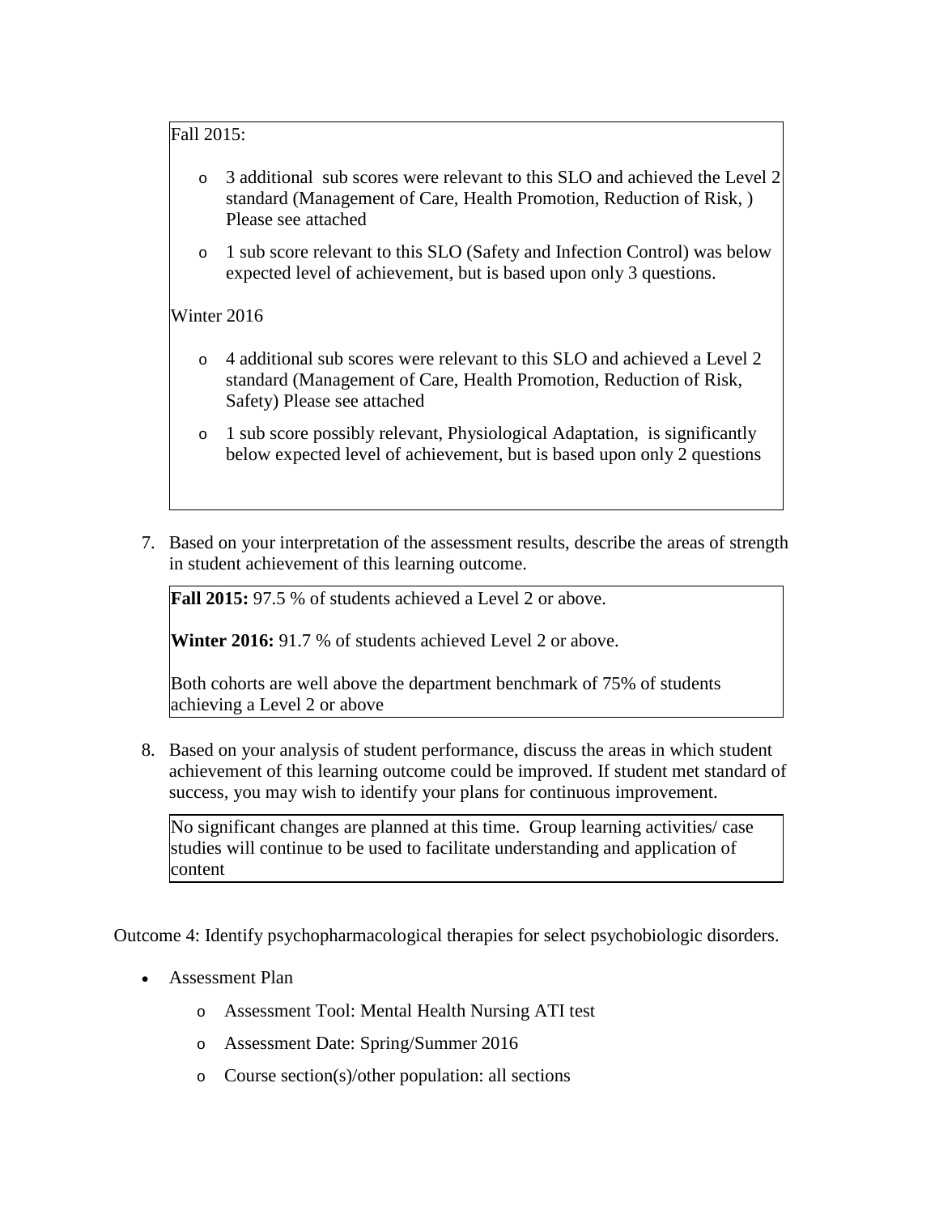Fall 2015:

- 3 additional  sub scores were relevant to this SLO and achieved the Level 2 standard (Management of Care, Health Promotion, Reduction of Risk, ) Please see attached
- 1 sub score relevant to this SLO (Safety and Infection Control) was below expected level of achievement, but is based upon only 3 questions.

Winter 2016

- 4 additional sub scores were relevant to this SLO and achieved a Level 2 standard (Management of Care, Health Promotion, Reduction of Risk, Safety) Please see attached
- 1 sub score possibly relevant, Physiological Adaptation,  is significantly below expected level of achievement, but is based upon only 2 questions

7. Based on your interpretation of the assessment results, describe the areas of strength in student achievement of this learning outcome.

**Fall 2015:** 97.5 % of students achieved a Level 2 or above.

**Winter 2016:** 91.7 % of students achieved Level 2 or above.

Both cohorts are well above the department benchmark of 75% of students achieving a Level 2 or above

8. Based on your analysis of student performance, discuss the areas in which student achievement of this learning outcome could be improved. If student met standard of success, you may wish to identify your plans for continuous improvement.

No significant changes are planned at this time.  Group learning activities/ case studies will continue to be used to facilitate understanding and application of content

Outcome 4: Identify psychopharmacological therapies for select psychobiologic disorders.

- Assessment Plan
  - Assessment Tool: Mental Health Nursing ATI test
  - Assessment Date: Spring/Summer 2016
  - Course section(s)/other population: all sections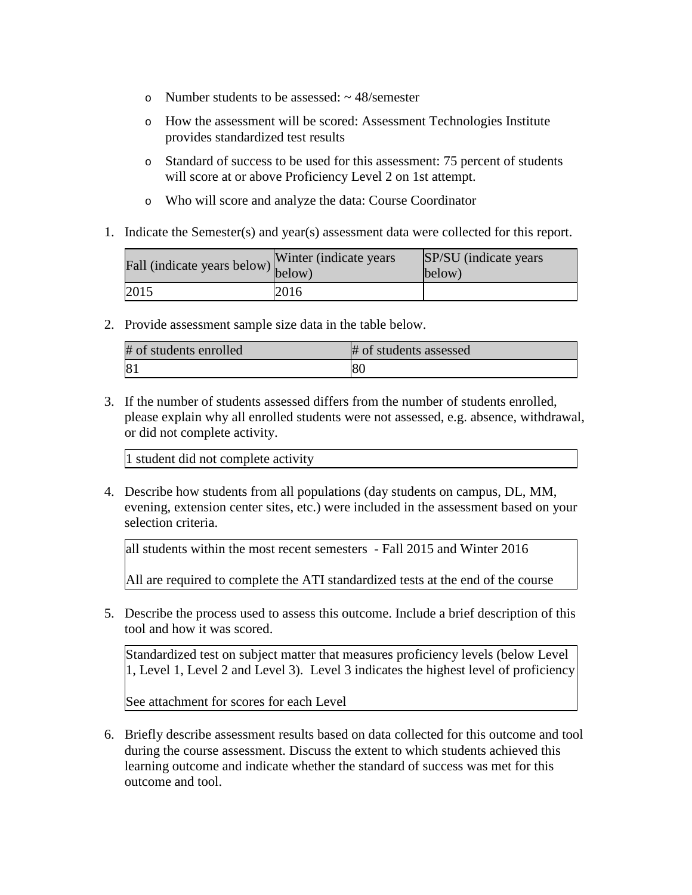- Number students to be assessed: ~ 48/semester
- How the assessment will be scored: Assessment Technologies Institute provides standardized test results
- Standard of success to be used for this assessment: 75 percent of students will score at or above Proficiency Level 2 on 1st attempt.
- Who will score and analyze the data: Course Coordinator

1. Indicate the Semester(s) and year(s) assessment data were collected for this report.

| Fall (indicate years below) | Winter (indicate years below) | SP/SU (indicate years below) |
|---|---|---|
| 2015 | 2016 | |

2. Provide assessment sample size data in the table below.

| # of students enrolled | # of students assessed |
|---|---|
| 81 | 80 |

3. If the number of students assessed differs from the number of students enrolled, please explain why all enrolled students were not assessed, e.g. absence, withdrawal, or did not complete activity.

| 1 student did not complete activity |
|---|

4. Describe how students from all populations (day students on campus, DL, MM, evening, extension center sites, etc.) were included in the assessment based on your selection criteria.

| all students within the most recent semesters - Fall 2015 and Winter 2016<br><br>All are required to complete the ATI standardized tests at the end of the course |
|---|

5. Describe the process used to assess this outcome. Include a brief description of this tool and how it was scored.

| Standardized test on subject matter that measures proficiency levels (below Level 1, Level 1, Level 2 and Level 3). Level 3 indicates the highest level of proficiency<br><br>See attachment for scores for each Level |
|---|

6. Briefly describe assessment results based on data collected for this outcome and tool during the course assessment. Discuss the extent to which students achieved this learning outcome and indicate whether the standard of success was met for this outcome and tool.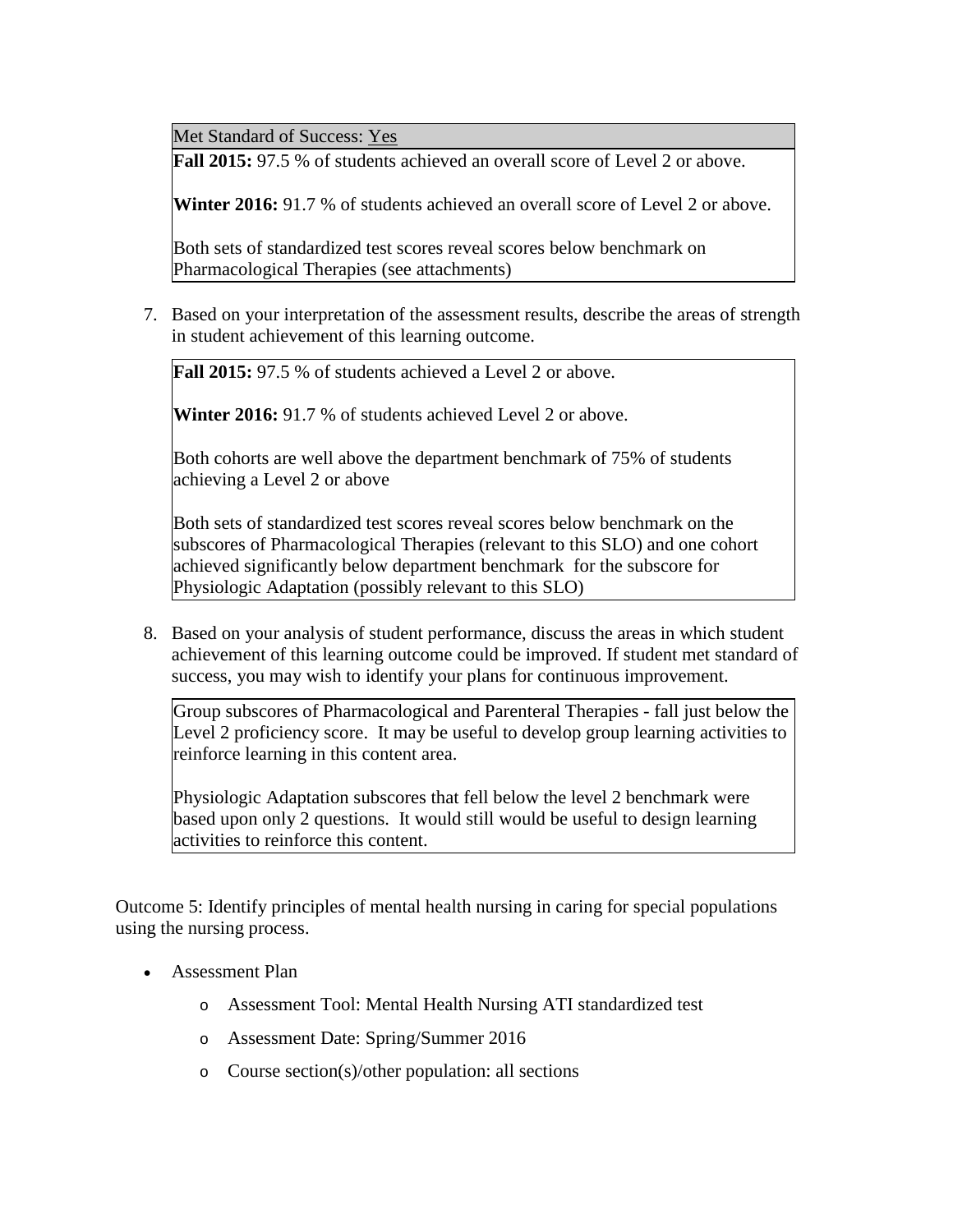| Met Standard of Success: Yes |
|---|
| **Fall 2015:** 97.5 % of students achieved an overall score of Level 2 or above.<br><br>**Winter 2016:** 91.7 % of students achieved an overall score of Level 2 or above.<br><br>Both sets of standardized test scores reveal scores below benchmark on Pharmacological Therapies (see attachments) |

7. Based on your interpretation of the assessment results, describe the areas of strength in student achievement of this learning outcome.

| **Fall 2015:** 97.5 % of students achieved a Level 2 or above.<br><br>**Winter 2016:** 91.7 % of students achieved Level 2 or above.<br><br>Both cohorts are well above the department benchmark of 75% of students achieving a Level 2 or above<br><br>Both sets of standardized test scores reveal scores below benchmark on the subscores of Pharmacological Therapies (relevant to this SLO) and one cohort achieved significantly below department benchmark for the subscore for Physiologic Adaptation (possibly relevant to this SLO) |
|---|

8. Based on your analysis of student performance, discuss the areas in which student achievement of this learning outcome could be improved. If student met standard of success, you may wish to identify your plans for continuous improvement.

| Group subscores of Pharmacological and Parenteral Therapies - fall just below the Level 2 proficiency score. It may be useful to develop group learning activities to reinforce learning in this content area.<br><br>Physiologic Adaptation subscores that fell below the level 2 benchmark were based upon only 2 questions. It would still would be useful to design learning activities to reinforce this content. |
|---|

Outcome 5: Identify principles of mental health nursing in caring for special populations using the nursing process.

- Assessment Plan
  - Assessment Tool: Mental Health Nursing ATI standardized test
  - Assessment Date: Spring/Summer 2016
  - Course section(s)/other population: all sections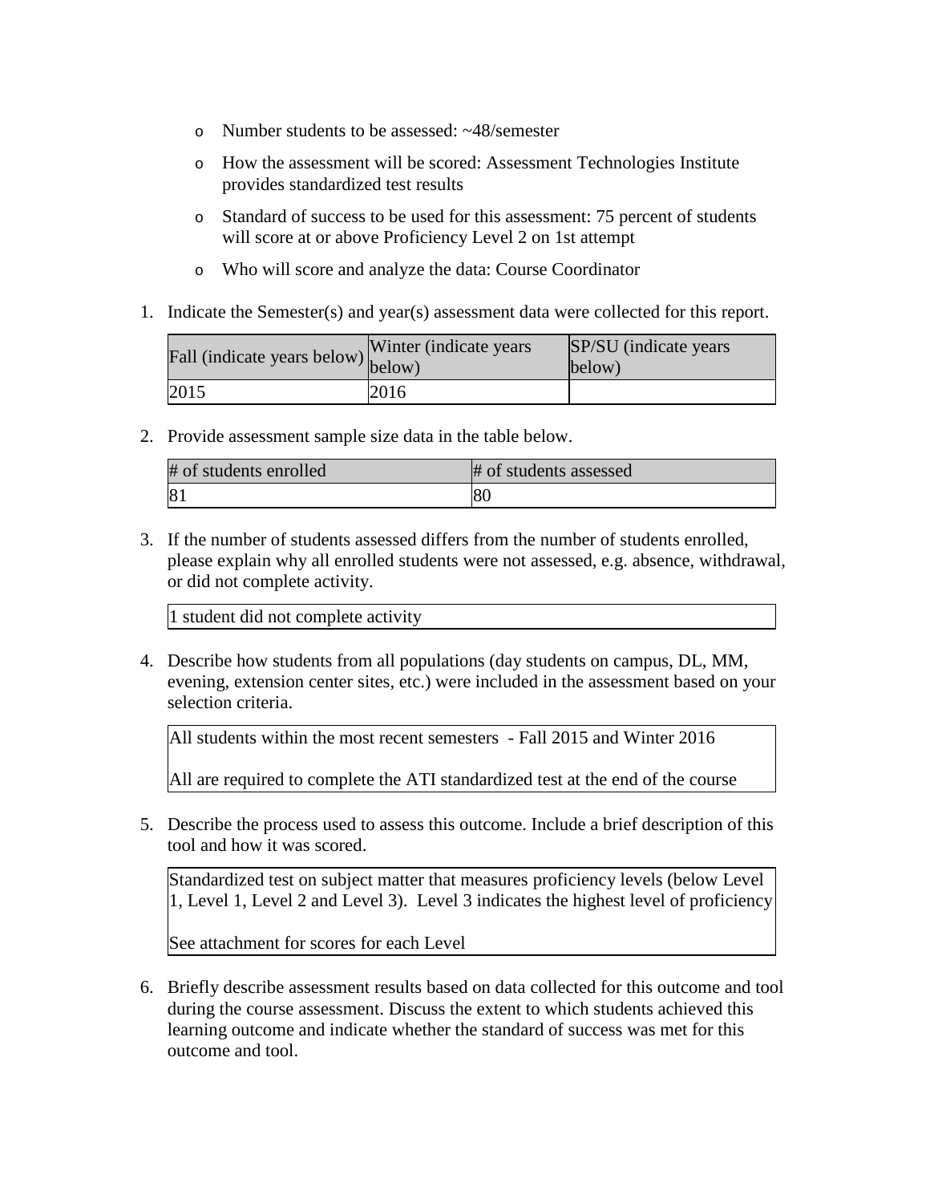- Number students to be assessed: ~48/semester
- How the assessment will be scored: Assessment Technologies Institute provides standardized test results
- Standard of success to be used for this assessment: 75 percent of students will score at or above Proficiency Level 2 on 1st attempt
- Who will score and analyze the data: Course Coordinator

1. Indicate the Semester(s) and year(s) assessment data were collected for this report.

| Fall (indicate years below) | Winter (indicate years below) | SP/SU (indicate years below) |
|---|---|---|
| 2015 | 2016 | |

2. Provide assessment sample size data in the table below.

| # of students enrolled | # of students assessed |
|---|---|
| 81 | 80 |

3. If the number of students assessed differs from the number of students enrolled, please explain why all enrolled students were not assessed, e.g. absence, withdrawal, or did not complete activity.

| 1 student did not complete activity |
|---|

4. Describe how students from all populations (day students on campus, DL, MM, evening, extension center sites, etc.) were included in the assessment based on your selection criteria.

| All students within the most recent semesters - Fall 2015 and Winter 2016<br><br>All are required to complete the ATI standardized test at the end of the course |
|---|

5. Describe the process used to assess this outcome. Include a brief description of this tool and how it was scored.

| Standardized test on subject matter that measures proficiency levels (below Level 1, Level 1, Level 2 and Level 3). Level 3 indicates the highest level of proficiency<br><br>See attachment for scores for each Level |
|---|

6. Briefly describe assessment results based on data collected for this outcome and tool during the course assessment. Discuss the extent to which students achieved this learning outcome and indicate whether the standard of success was met for this outcome and tool.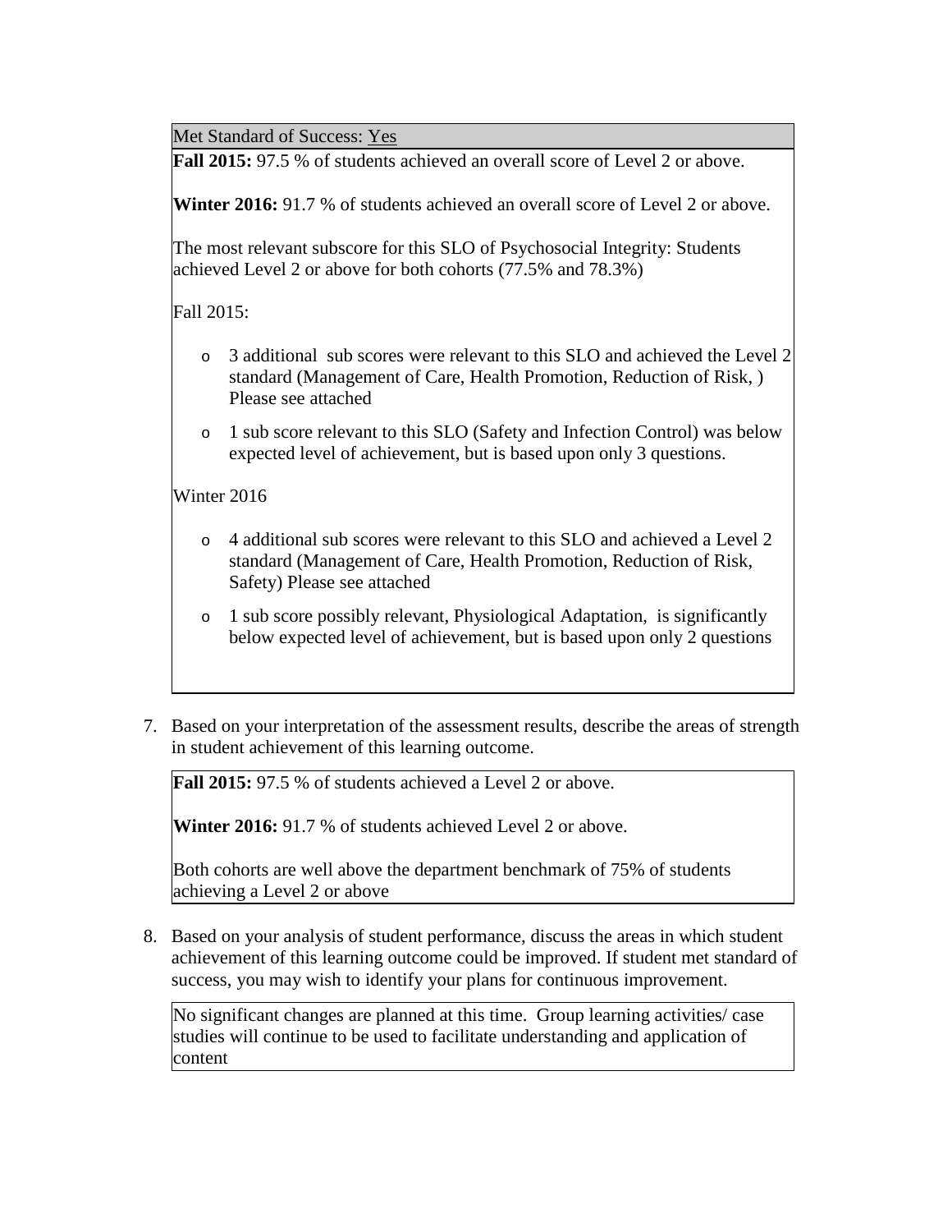Met Standard of Success: Yes

**Fall 2015:** 97.5 % of students achieved an overall score of Level 2 or above.

**Winter 2016:** 91.7 % of students achieved an overall score of Level 2 or above.

The most relevant subscore for this SLO of Psychosocial Integrity: Students achieved Level 2 or above for both cohorts (77.5% and 78.3%)

Fall 2015:

- 3 additional sub scores were relevant to this SLO and achieved the Level 2 standard (Management of Care, Health Promotion, Reduction of Risk, ) Please see attached
- 1 sub score relevant to this SLO (Safety and Infection Control) was below expected level of achievement, but is based upon only 3 questions.

Winter 2016

- 4 additional sub scores were relevant to this SLO and achieved a Level 2 standard (Management of Care, Health Promotion, Reduction of Risk, Safety) Please see attached
- 1 sub score possibly relevant, Physiological Adaptation, is significantly below expected level of achievement, but is based upon only 2 questions

7. Based on your interpretation of the assessment results, describe the areas of strength in student achievement of this learning outcome.

**Fall 2015:** 97.5 % of students achieved a Level 2 or above.

**Winter 2016:** 91.7 % of students achieved Level 2 or above.

Both cohorts are well above the department benchmark of 75% of students achieving a Level 2 or above

8. Based on your analysis of student performance, discuss the areas in which student achievement of this learning outcome could be improved. If student met standard of success, you may wish to identify your plans for continuous improvement.

No significant changes are planned at this time. Group learning activities/ case studies will continue to be used to facilitate understanding and application of content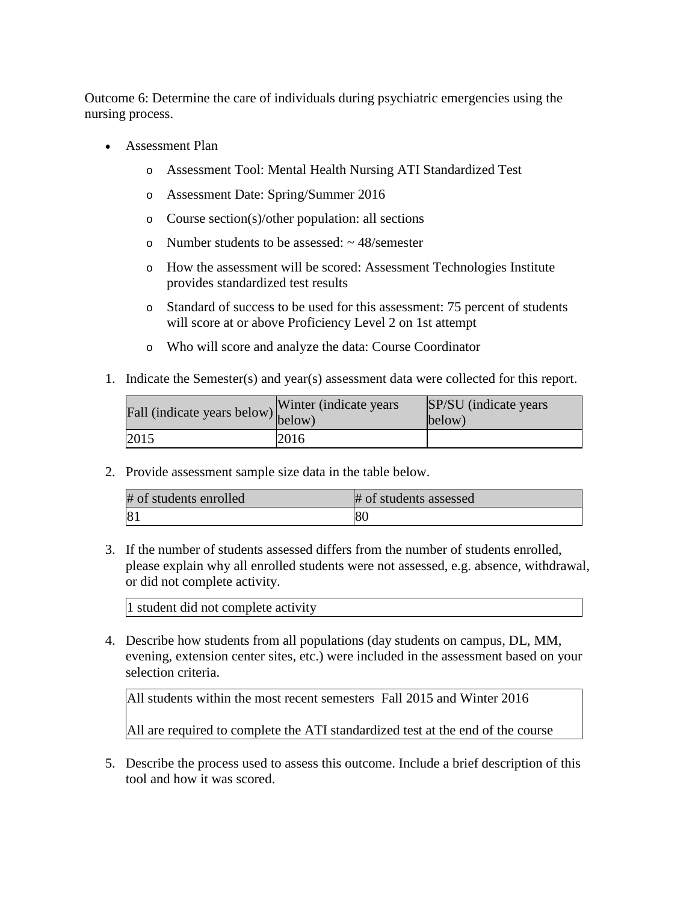Outcome 6: Determine the care of individuals during psychiatric emergencies using the nursing process.

- Assessment Plan
    - Assessment Tool: Mental Health Nursing ATI Standardized Test
    - Assessment Date: Spring/Summer 2016
    - Course section(s)/other population: all sections
    - Number students to be assessed: ~ 48/semester
    - How the assessment will be scored: Assessment Technologies Institute provides standardized test results
    - Standard of success to be used for this assessment: 75 percent of students will score at or above Proficiency Level 2 on 1st attempt
    - Who will score and analyze the data: Course Coordinator

1. Indicate the Semester(s) and year(s) assessment data were collected for this report.

| Fall (indicate years below) | Winter (indicate years below) | SP/SU (indicate years below) |
|---|---|---|
| 2015 | 2016 | |

2. Provide assessment sample size data in the table below.

| # of students enrolled | # of students assessed |
|---|---|
| 81 | 80 |

3. If the number of students assessed differs from the number of students enrolled, please explain why all enrolled students were not assessed, e.g. absence, withdrawal, or did not complete activity.

| 1 student did not complete activity |
|---|

4. Describe how students from all populations (day students on campus, DL, MM, evening, extension center sites, etc.) were included in the assessment based on your selection criteria.

| All students within the most recent semesters Fall 2015 and Winter 2016<br><br>All are required to complete the ATI standardized test at the end of the course |
|---|

5. Describe the process used to assess this outcome. Include a brief description of this tool and how it was scored.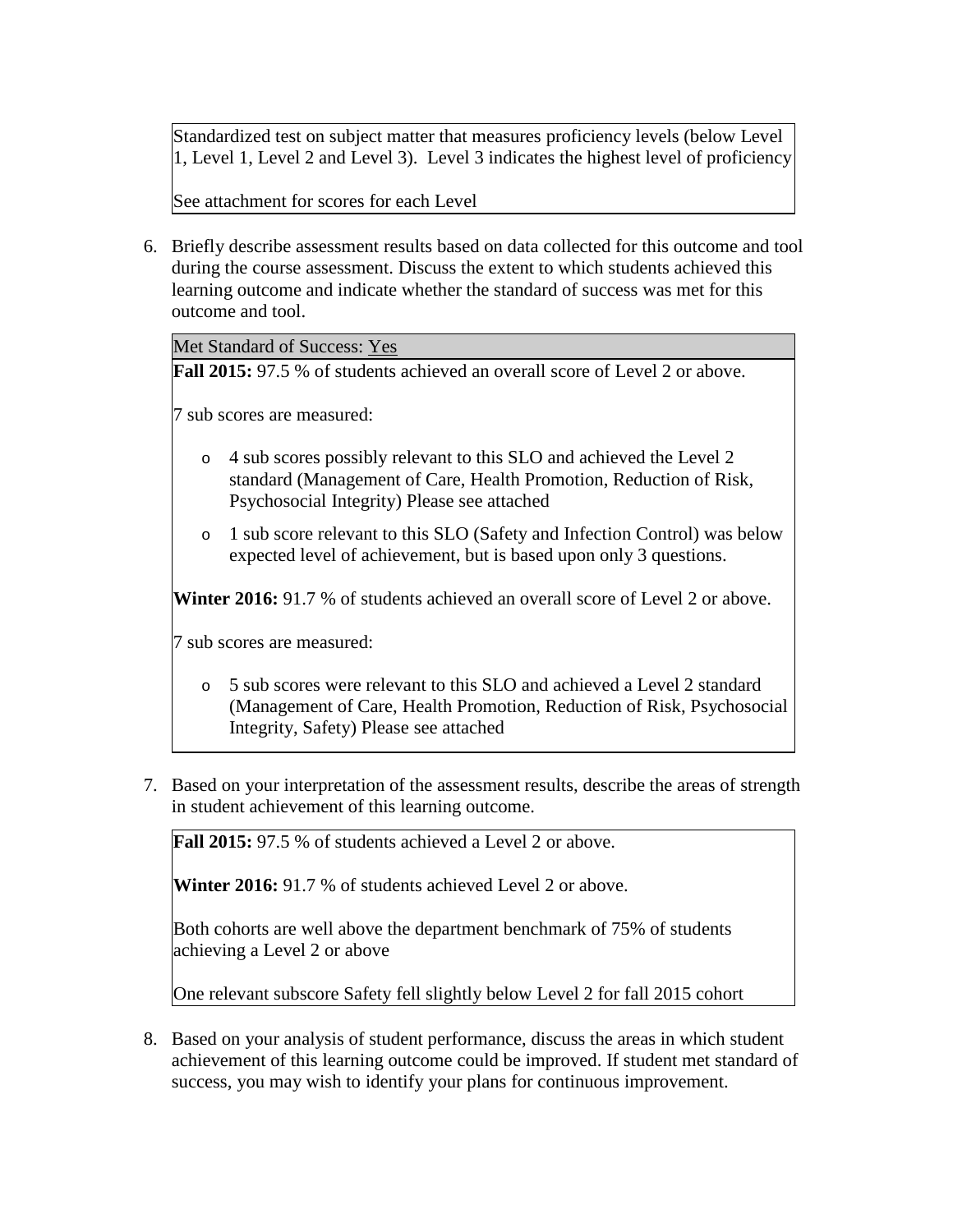Standardized test on subject matter that measures proficiency levels (below Level 1, Level 1, Level 2 and Level 3). Level 3 indicates the highest level of proficiency

See attachment for scores for each Level

6. Briefly describe assessment results based on data collected for this outcome and tool during the course assessment. Discuss the extent to which students achieved this learning outcome and indicate whether the standard of success was met for this outcome and tool.

Met Standard of Success: Yes

**Fall 2015:** 97.5 % of students achieved an overall score of Level 2 or above.

7 sub scores are measured:

- 4 sub scores possibly relevant to this SLO and achieved the Level 2 standard (Management of Care, Health Promotion, Reduction of Risk, Psychosocial Integrity) Please see attached
- 1 sub score relevant to this SLO (Safety and Infection Control) was below expected level of achievement, but is based upon only 3 questions.

**Winter 2016:** 91.7 % of students achieved an overall score of Level 2 or above.

7 sub scores are measured:

- 5 sub scores were relevant to this SLO and achieved a Level 2 standard (Management of Care, Health Promotion, Reduction of Risk, Psychosocial Integrity, Safety) Please see attached

7. Based on your interpretation of the assessment results, describe the areas of strength in student achievement of this learning outcome.

**Fall 2015:** 97.5 % of students achieved a Level 2 or above.

**Winter 2016:** 91.7 % of students achieved Level 2 or above.

Both cohorts are well above the department benchmark of 75% of students achieving a Level 2 or above

One relevant subscore Safety fell slightly below Level 2 for fall 2015 cohort

8. Based on your analysis of student performance, discuss the areas in which student achievement of this learning outcome could be improved. If student met standard of success, you may wish to identify your plans for continuous improvement.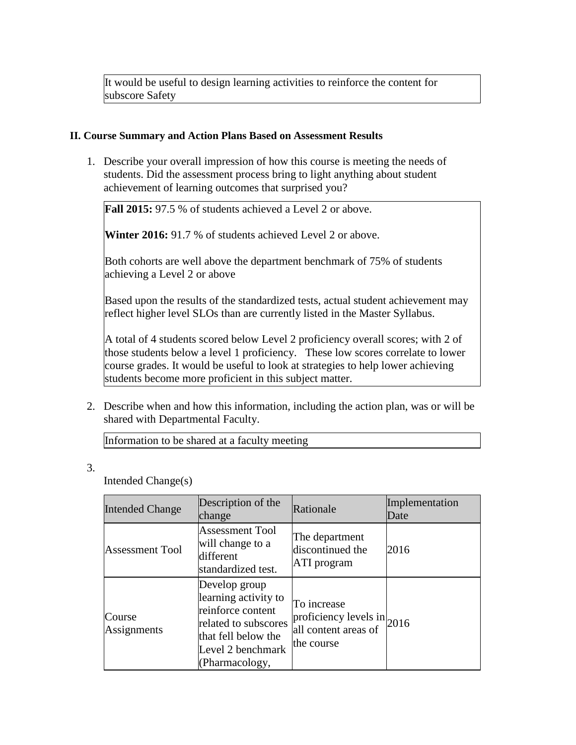It would be useful to design learning activities to reinforce the content for subscore Safety

### II. Course Summary and Action Plans Based on Assessment Results

1. Describe your overall impression of how this course is meeting the needs of students. Did the assessment process bring to light anything about student achievement of learning outcomes that surprised you?

   **Fall 2015:** 97.5 % of students achieved a Level 2 or above.

   **Winter 2016:** 91.7 % of students achieved Level 2 or above.

   Both cohorts are well above the department benchmark of 75% of students achieving a Level 2 or above

   Based upon the results of the standardized tests, actual student achievement may reflect higher level SLOs than are currently listed in the Master Syllabus.

   A total of 4 students scored below Level 2 proficiency overall scores; with 2 of those students below a level 1 proficiency. These low scores correlate to lower course grades. It would be useful to look at strategies to help lower achieving students become more proficient in this subject matter.

2. Describe when and how this information, including the action plan, was or will be shared with Departmental Faculty.

   Information to be shared at a faculty meeting

3. Intended Change(s)

| Intended Change | Description of the change | Rationale | Implementation Date |
|---|---|---|---|
| Assessment Tool | Assessment Tool will change to a different standardized test. | The department discontinued the ATI program | 2016 |
| Course Assignments | Develop group learning activity to reinforce content related to subscores that fell below the Level 2 benchmark (Pharmacology, | To increase proficiency levels in all content areas of the course | 2016 |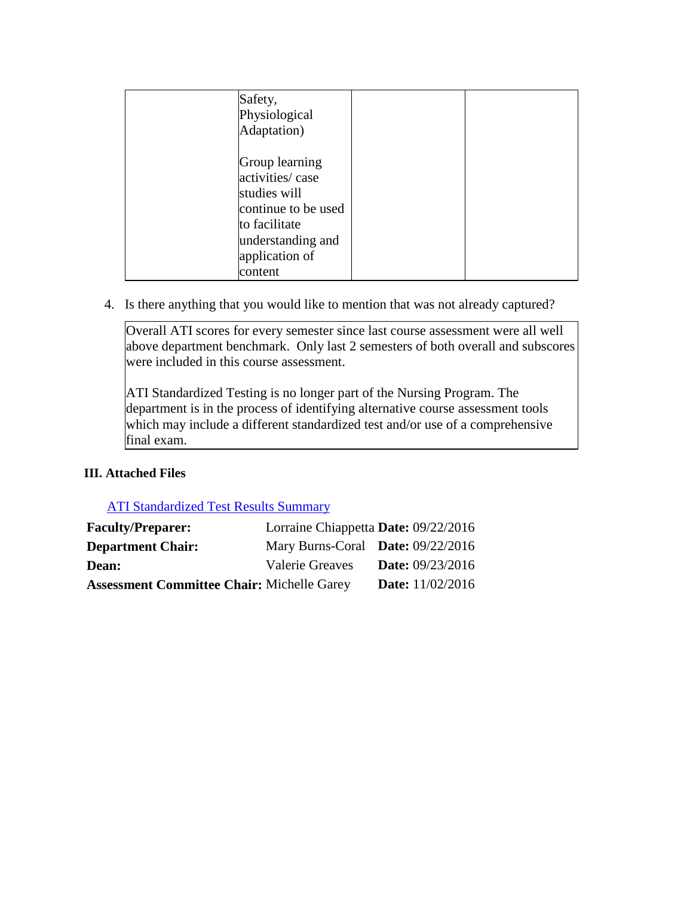| | | | |
|---|---|---|---|
| | Safety, Physiological Adaptation)<br><br>Group learning activities/ case studies will continue to be used to facilitate understanding and application of content | | |

4. Is there anything that you would like to mention that was not already captured?

Overall ATI scores for every semester since last course assessment were all well above department benchmark. Only last 2 semesters of both overall and subscores were included in this course assessment.

ATI Standardized Testing is no longer part of the Nursing Program. The department is in the process of identifying alternative course assessment tools which may include a different standardized test and/or use of a comprehensive final exam.

### III. Attached Files

[ATI Standardized Test Results Summary]

| | | |
|---|---|---|
| **Faculty/Preparer:** | Lorraine Chiappetta | **Date:** 09/22/2016 |
| **Department Chair:** | Mary Burns-Coral | **Date:** 09/22/2016 |
| **Dean:** | Valerie Greaves | **Date:** 09/23/2016 |
| **Assessment Committee Chair:** | Michelle Garey | **Date:** 11/02/2016 |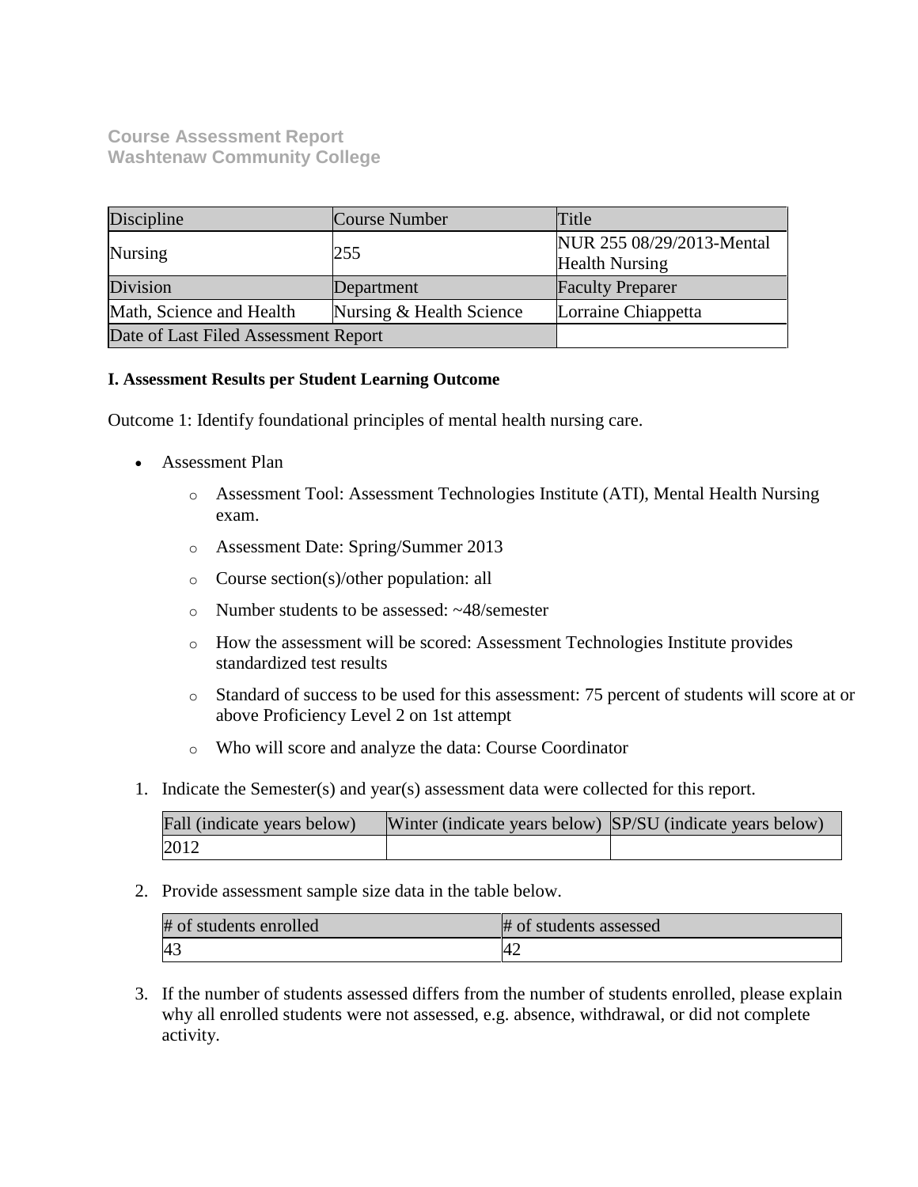**Course Assessment Report**
**Washtenaw Community College**

| Discipline | Course Number | Title |
|---|---|---|
| Nursing | 255 | NUR 255 08/29/2013-Mental Health Nursing |
| Division | Department | Faculty Preparer |
| Math, Science and Health | Nursing & Health Science | Lorraine Chiappetta |
| Date of Last Filed Assessment Report | | |

**I. Assessment Results per Student Learning Outcome**

Outcome 1: Identify foundational principles of mental health nursing care.

- Assessment Plan
    - Assessment Tool: Assessment Technologies Institute (ATI), Mental Health Nursing exam.
    - Assessment Date: Spring/Summer 2013
    - Course section(s)/other population: all
    - Number students to be assessed: ~48/semester
    - How the assessment will be scored: Assessment Technologies Institute provides standardized test results
    - Standard of success to be used for this assessment: 75 percent of students will score at or above Proficiency Level 2 on 1st attempt
    - Who will score and analyze the data: Course Coordinator

1. Indicate the Semester(s) and year(s) assessment data were collected for this report.

| Fall (indicate years below) | Winter (indicate years below) | SP/SU (indicate years below) |
|---|---|---|
| 2012 | | |

2. Provide assessment sample size data in the table below.

| # of students enrolled | # of students assessed |
|---|---|
| 43 | 42 |

3. If the number of students assessed differs from the number of students enrolled, please explain why all enrolled students were not assessed, e.g. absence, withdrawal, or did not complete activity.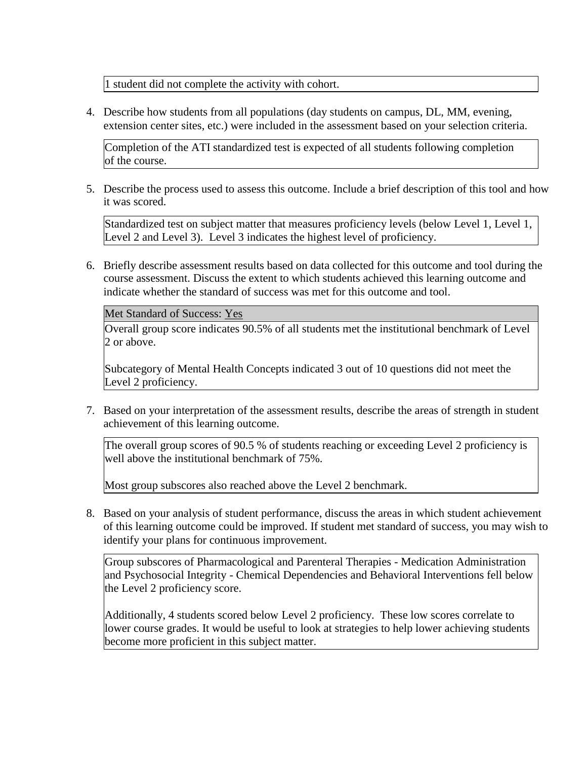1 student did not complete the activity with cohort.

4. Describe how students from all populations (day students on campus, DL, MM, evening, extension center sites, etc.) were included in the assessment based on your selection criteria.

   Completion of the ATI standardized test is expected of all students following completion of the course.

5. Describe the process used to assess this outcome. Include a brief description of this tool and how it was scored.

   Standardized test on subject matter that measures proficiency levels (below Level 1, Level 1, Level 2 and Level 3). Level 3 indicates the highest level of proficiency.

6. Briefly describe assessment results based on data collected for this outcome and tool during the course assessment. Discuss the extent to which students achieved this learning outcome and indicate whether the standard of success was met for this outcome and tool.

   Met Standard of Success: Yes

   Overall group score indicates 90.5% of all students met the institutional benchmark of Level 2 or above.

   Subcategory of Mental Health Concepts indicated 3 out of 10 questions did not meet the Level 2 proficiency.

7. Based on your interpretation of the assessment results, describe the areas of strength in student achievement of this learning outcome.

   The overall group scores of 90.5 % of students reaching or exceeding Level 2 proficiency is well above the institutional benchmark of 75%.

   Most group subscores also reached above the Level 2 benchmark.

8. Based on your analysis of student performance, discuss the areas in which student achievement of this learning outcome could be improved. If student met standard of success, you may wish to identify your plans for continuous improvement.

   Group subscores of Pharmacological and Parenteral Therapies - Medication Administration and Psychosocial Integrity - Chemical Dependencies and Behavioral Interventions fell below the Level 2 proficiency score.

   Additionally, 4 students scored below Level 2 proficiency. These low scores correlate to lower course grades. It would be useful to look at strategies to help lower achieving students become more proficient in this subject matter.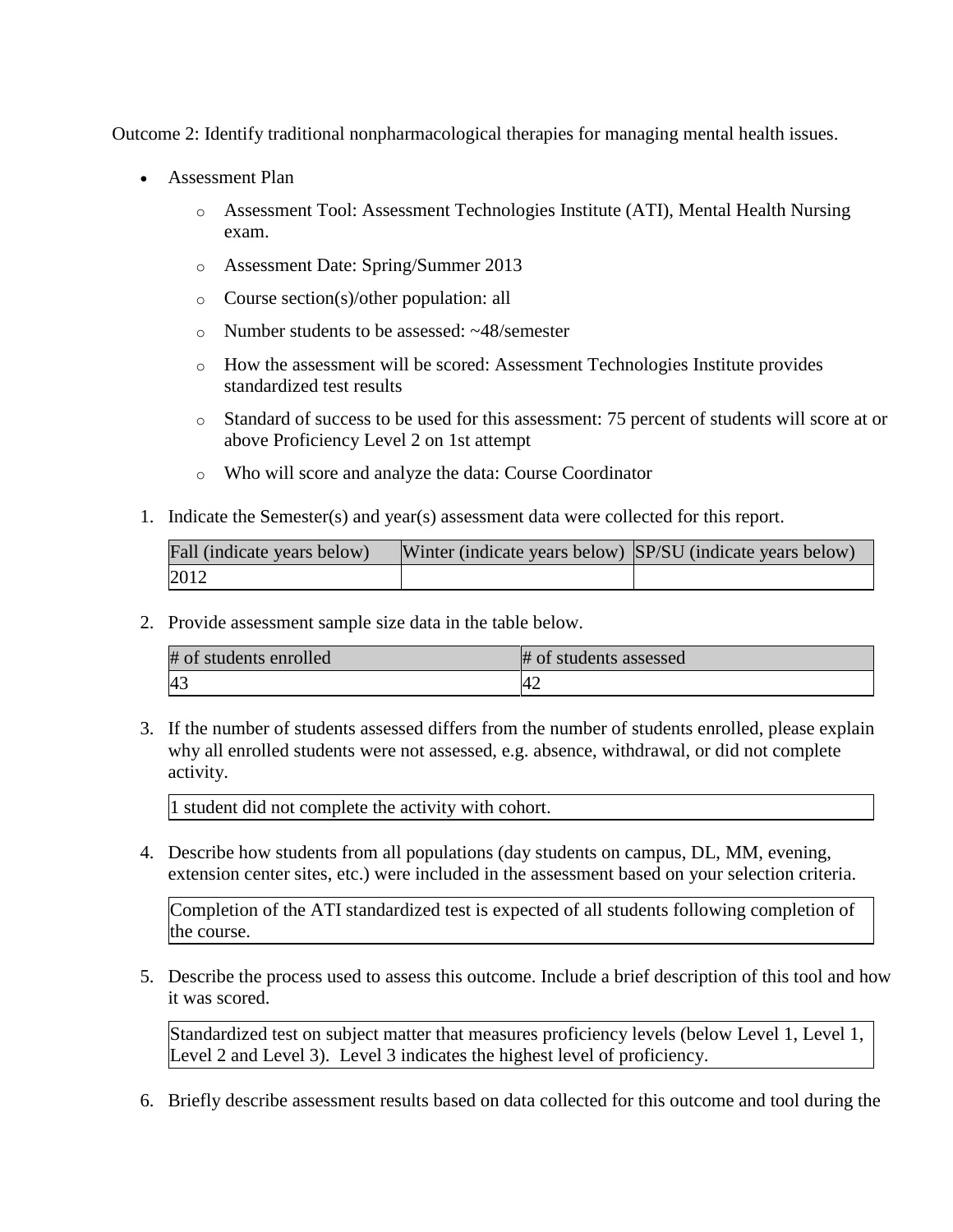Outcome 2: Identify traditional nonpharmacological therapies for managing mental health issues.

- Assessment Plan
  - Assessment Tool: Assessment Technologies Institute (ATI), Mental Health Nursing exam.
  - Assessment Date: Spring/Summer 2013
  - Course section(s)/other population: all
  - Number students to be assessed: ~48/semester
  - How the assessment will be scored: Assessment Technologies Institute provides standardized test results
  - Standard of success to be used for this assessment: 75 percent of students will score at or above Proficiency Level 2 on 1st attempt
  - Who will score and analyze the data: Course Coordinator

1. Indicate the Semester(s) and year(s) assessment data were collected for this report.

| Fall (indicate years below) | Winter (indicate years below) | SP/SU (indicate years below) |
|---|---|---|
| 2012 | | |

2. Provide assessment sample size data in the table below.

| # of students enrolled | # of students assessed |
|---|---|
| 43 | 42 |

3. If the number of students assessed differs from the number of students enrolled, please explain why all enrolled students were not assessed, e.g. absence, withdrawal, or did not complete activity.

| 1 student did not complete the activity with cohort. |
|---|

4. Describe how students from all populations (day students on campus, DL, MM, evening, extension center sites, etc.) were included in the assessment based on your selection criteria.

| Completion of the ATI standardized test is expected of all students following completion of the course. |
|---|

5. Describe the process used to assess this outcome. Include a brief description of this tool and how it was scored.

| Standardized test on subject matter that measures proficiency levels (below Level 1, Level 1, Level 2 and Level 3). Level 3 indicates the highest level of proficiency. |
|---|

6. Briefly describe assessment results based on data collected for this outcome and tool during the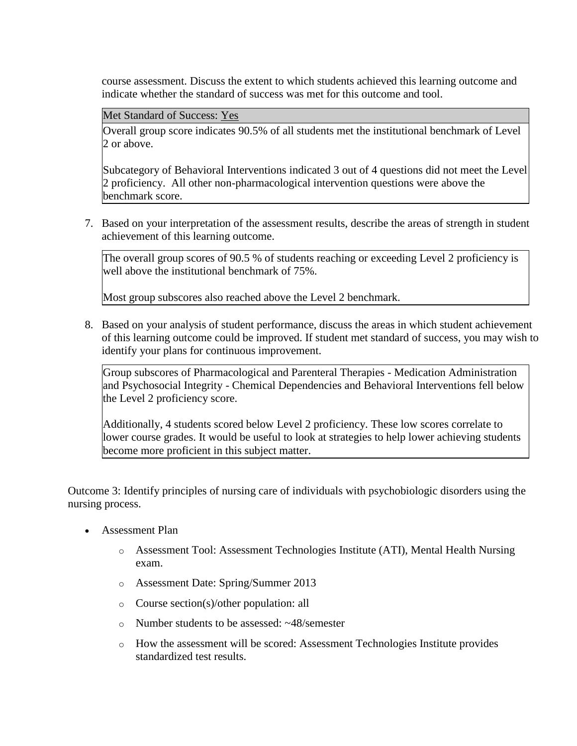course assessment. Discuss the extent to which students achieved this learning outcome and indicate whether the standard of success was met for this outcome and tool.

| Met Standard of Success: Yes |
| --- |
| Overall group score indicates 90.5% of all students met the institutional benchmark of Level 2 or above.<br><br>Subcategory of Behavioral Interventions indicated 3 out of 4 questions did not meet the Level 2 proficiency. All other non-pharmacological intervention questions were above the benchmark score. |

7. Based on your interpretation of the assessment results, describe the areas of strength in student achievement of this learning outcome.

| The overall group scores of 90.5 % of students reaching or exceeding Level 2 proficiency is well above the institutional benchmark of 75%.<br><br>Most group subscores also reached above the Level 2 benchmark. |
| --- |

8. Based on your analysis of student performance, discuss the areas in which student achievement of this learning outcome could be improved. If student met standard of success, you may wish to identify your plans for continuous improvement.

| Group subscores of Pharmacological and Parenteral Therapies - Medication Administration and Psychosocial Integrity - Chemical Dependencies and Behavioral Interventions fell below the Level 2 proficiency score.<br><br>Additionally, 4 students scored below Level 2 proficiency. These low scores correlate to lower course grades. It would be useful to look at strategies to help lower achieving students become more proficient in this subject matter. |
| --- |

Outcome 3: Identify principles of nursing care of individuals with psychobiologic disorders using the nursing process.

- Assessment Plan
  - Assessment Tool: Assessment Technologies Institute (ATI), Mental Health Nursing exam.
  - Assessment Date: Spring/Summer 2013
  - Course section(s)/other population: all
  - Number students to be assessed: ~48/semester
  - How the assessment will be scored: Assessment Technologies Institute provides standardized test results.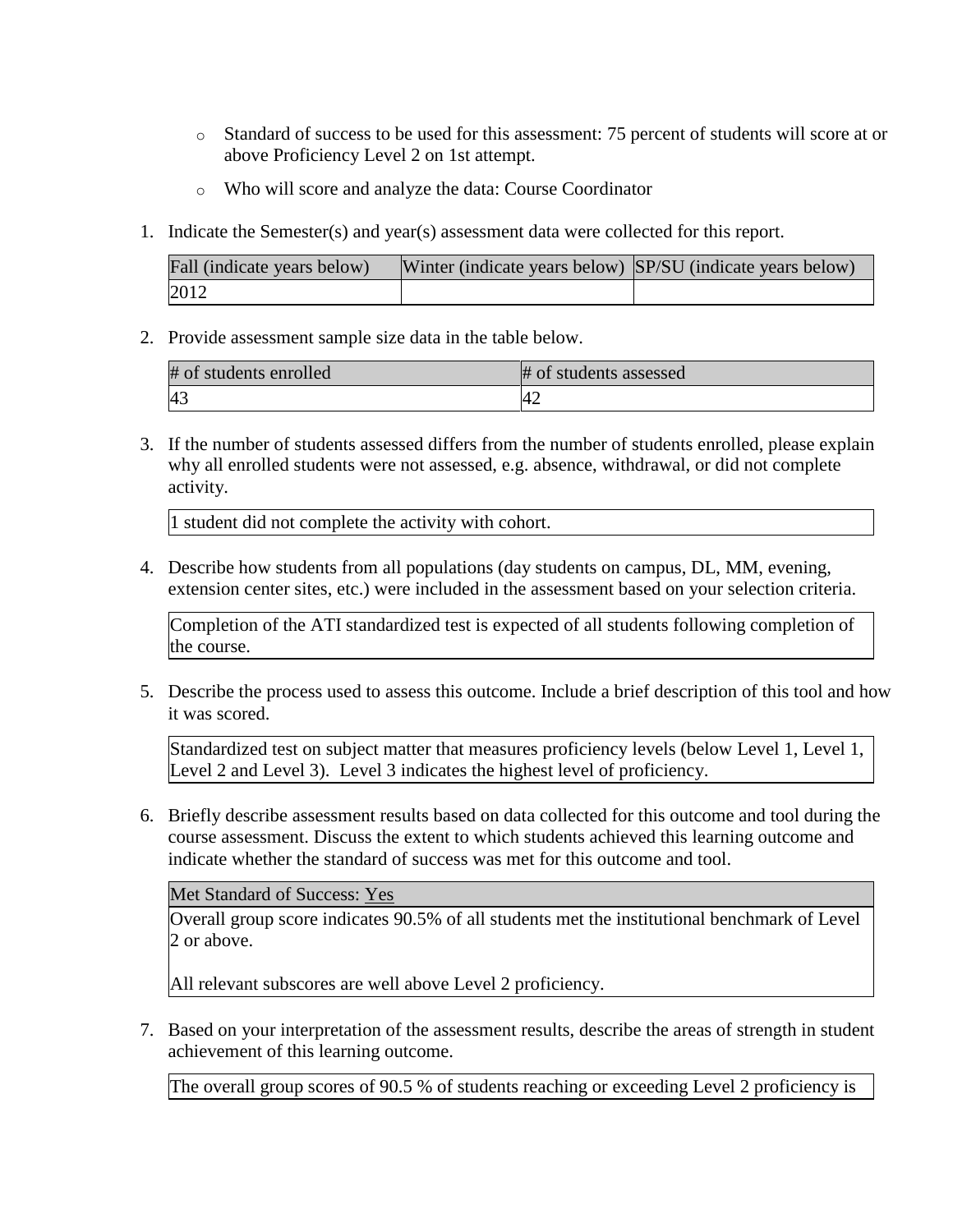- Standard of success to be used for this assessment: 75 percent of students will score at or above Proficiency Level 2 on 1st attempt.
- Who will score and analyze the data: Course Coordinator

1. Indicate the Semester(s) and year(s) assessment data were collected for this report.

| Fall (indicate years below) | Winter (indicate years below) | SP/SU (indicate years below) |
| --- | --- | --- |
| 2012 | | |

2. Provide assessment sample size data in the table below.

| # of students enrolled | # of students assessed |
| --- | --- |
| 43 | 42 |

3. If the number of students assessed differs from the number of students enrolled, please explain why all enrolled students were not assessed, e.g. absence, withdrawal, or did not complete activity.

| 1 student did not complete the activity with cohort. |
| --- |

4. Describe how students from all populations (day students on campus, DL, MM, evening, extension center sites, etc.) were included in the assessment based on your selection criteria.

| Completion of the ATI standardized test is expected of all students following completion of the course. |
| --- |

5. Describe the process used to assess this outcome. Include a brief description of this tool and how it was scored.

| Standardized test on subject matter that measures proficiency levels (below Level 1, Level 1, Level 2 and Level 3). Level 3 indicates the highest level of proficiency. |
| --- |

6. Briefly describe assessment results based on data collected for this outcome and tool during the course assessment. Discuss the extent to which students achieved this learning outcome and indicate whether the standard of success was met for this outcome and tool.

| Met Standard of Success: Yes |
| --- |
| Overall group score indicates 90.5% of all students met the institutional benchmark of Level 2 or above.<br><br>All relevant subscores are well above Level 2 proficiency. |

7. Based on your interpretation of the assessment results, describe the areas of strength in student achievement of this learning outcome.

| The overall group scores of 90.5 % of students reaching or exceeding Level 2 proficiency is |
| --- |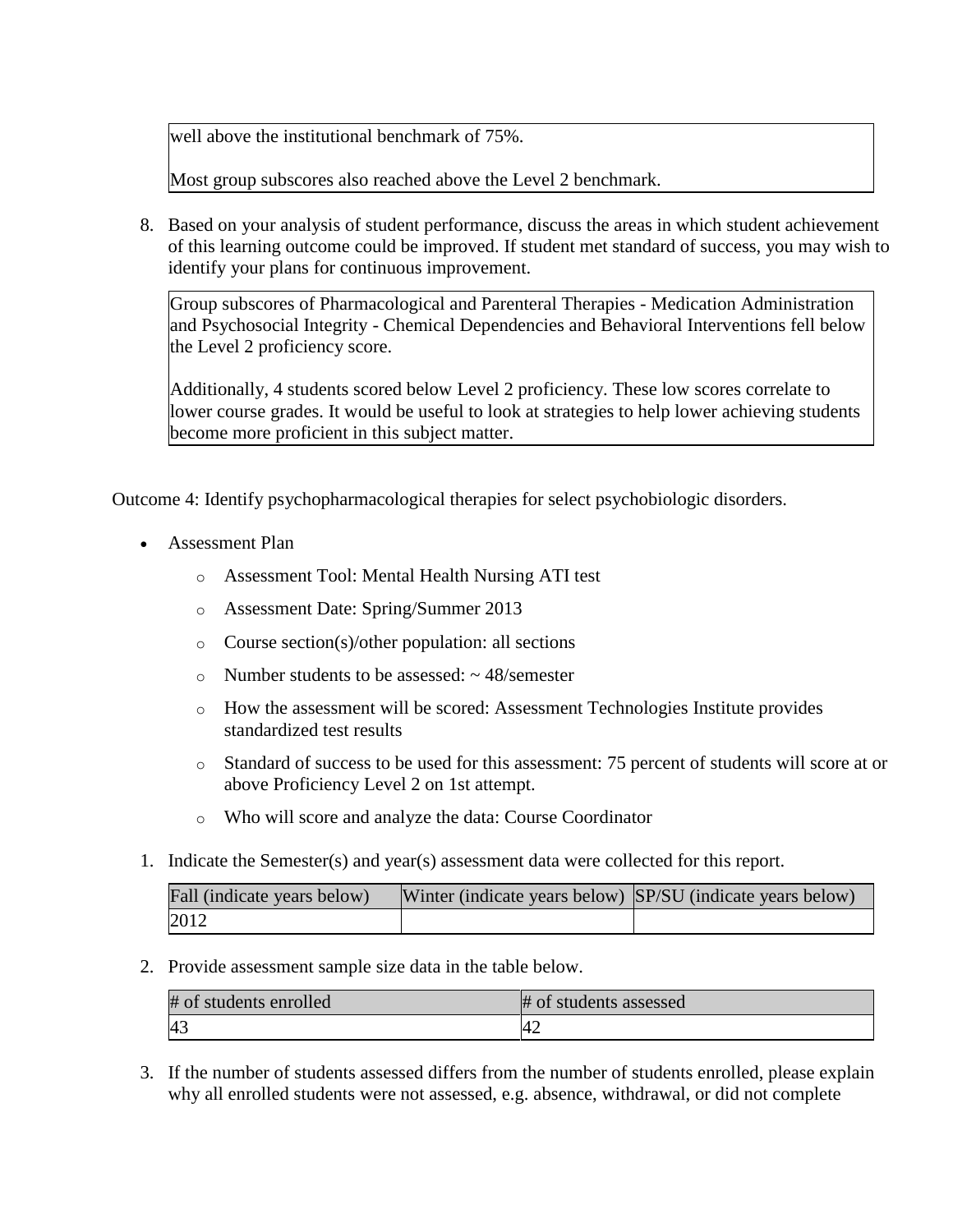well above the institutional benchmark of 75%.

Most group subscores also reached above the Level 2 benchmark.

8. Based on your analysis of student performance, discuss the areas in which student achievement of this learning outcome could be improved. If student met standard of success, you may wish to identify your plans for continuous improvement.

Group subscores of Pharmacological and Parenteral Therapies - Medication Administration and Psychosocial Integrity - Chemical Dependencies and Behavioral Interventions fell below the Level 2 proficiency score.

Additionally, 4 students scored below Level 2 proficiency. These low scores correlate to lower course grades. It would be useful to look at strategies to help lower achieving students become more proficient in this subject matter.

Outcome 4: Identify psychopharmacological therapies for select psychobiologic disorders.

- Assessment Plan
  - Assessment Tool: Mental Health Nursing ATI test
  - Assessment Date: Spring/Summer 2013
  - Course section(s)/other population: all sections
  - Number students to be assessed: ~ 48/semester
  - How the assessment will be scored: Assessment Technologies Institute provides standardized test results
  - Standard of success to be used for this assessment: 75 percent of students will score at or above Proficiency Level 2 on 1st attempt.
  - Who will score and analyze the data: Course Coordinator

1. Indicate the Semester(s) and year(s) assessment data were collected for this report.

| Fall (indicate years below) | Winter (indicate years below) | SP/SU (indicate years below) |
| --- | --- | --- |
| 2012 | | |

2. Provide assessment sample size data in the table below.

| # of students enrolled | # of students assessed |
| --- | --- |
| 43 | 42 |

3. If the number of students assessed differs from the number of students enrolled, please explain why all enrolled students were not assessed, e.g. absence, withdrawal, or did not complete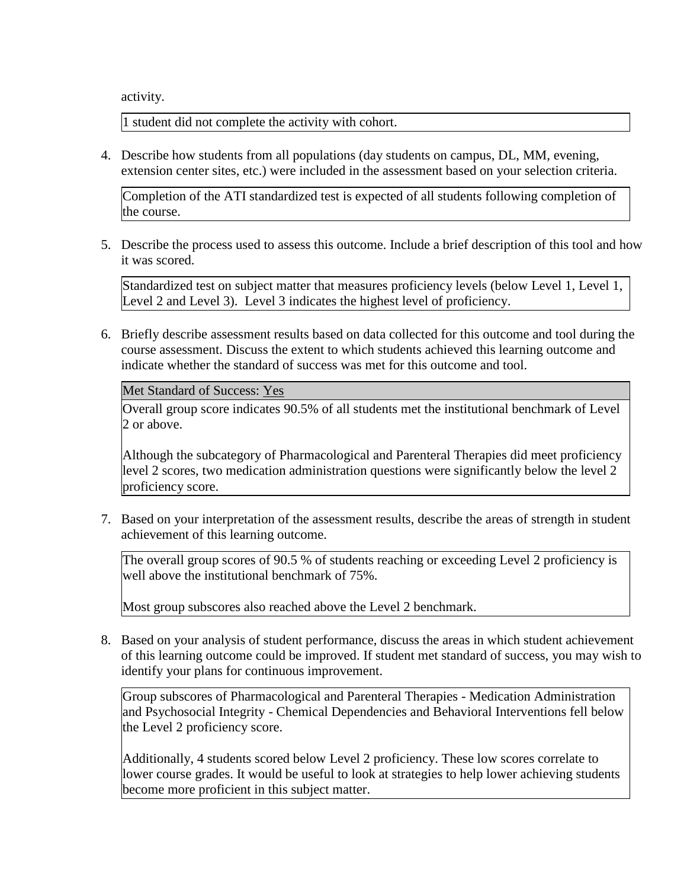activity.

1 student did not complete the activity with cohort.

4. Describe how students from all populations (day students on campus, DL, MM, evening, extension center sites, etc.) were included in the assessment based on your selection criteria.

   Completion of the ATI standardized test is expected of all students following completion of the course.

5. Describe the process used to assess this outcome. Include a brief description of this tool and how it was scored.

   Standardized test on subject matter that measures proficiency levels (below Level 1, Level 1, Level 2 and Level 3). Level 3 indicates the highest level of proficiency.

6. Briefly describe assessment results based on data collected for this outcome and tool during the course assessment. Discuss the extent to which students achieved this learning outcome and indicate whether the standard of success was met for this outcome and tool.

   Met Standard of Success: Yes

   Overall group score indicates 90.5% of all students met the institutional benchmark of Level 2 or above.

   Although the subcategory of Pharmacological and Parenteral Therapies did meet proficiency level 2 scores, two medication administration questions were significantly below the level 2 proficiency score.

7. Based on your interpretation of the assessment results, describe the areas of strength in student achievement of this learning outcome.

   The overall group scores of 90.5 % of students reaching or exceeding Level 2 proficiency is well above the institutional benchmark of 75%.

   Most group subscores also reached above the Level 2 benchmark.

8. Based on your analysis of student performance, discuss the areas in which student achievement of this learning outcome could be improved. If student met standard of success, you may wish to identify your plans for continuous improvement.

   Group subscores of Pharmacological and Parenteral Therapies - Medication Administration and Psychosocial Integrity - Chemical Dependencies and Behavioral Interventions fell below the Level 2 proficiency score.

   Additionally, 4 students scored below Level 2 proficiency. These low scores correlate to lower course grades. It would be useful to look at strategies to help lower achieving students become more proficient in this subject matter.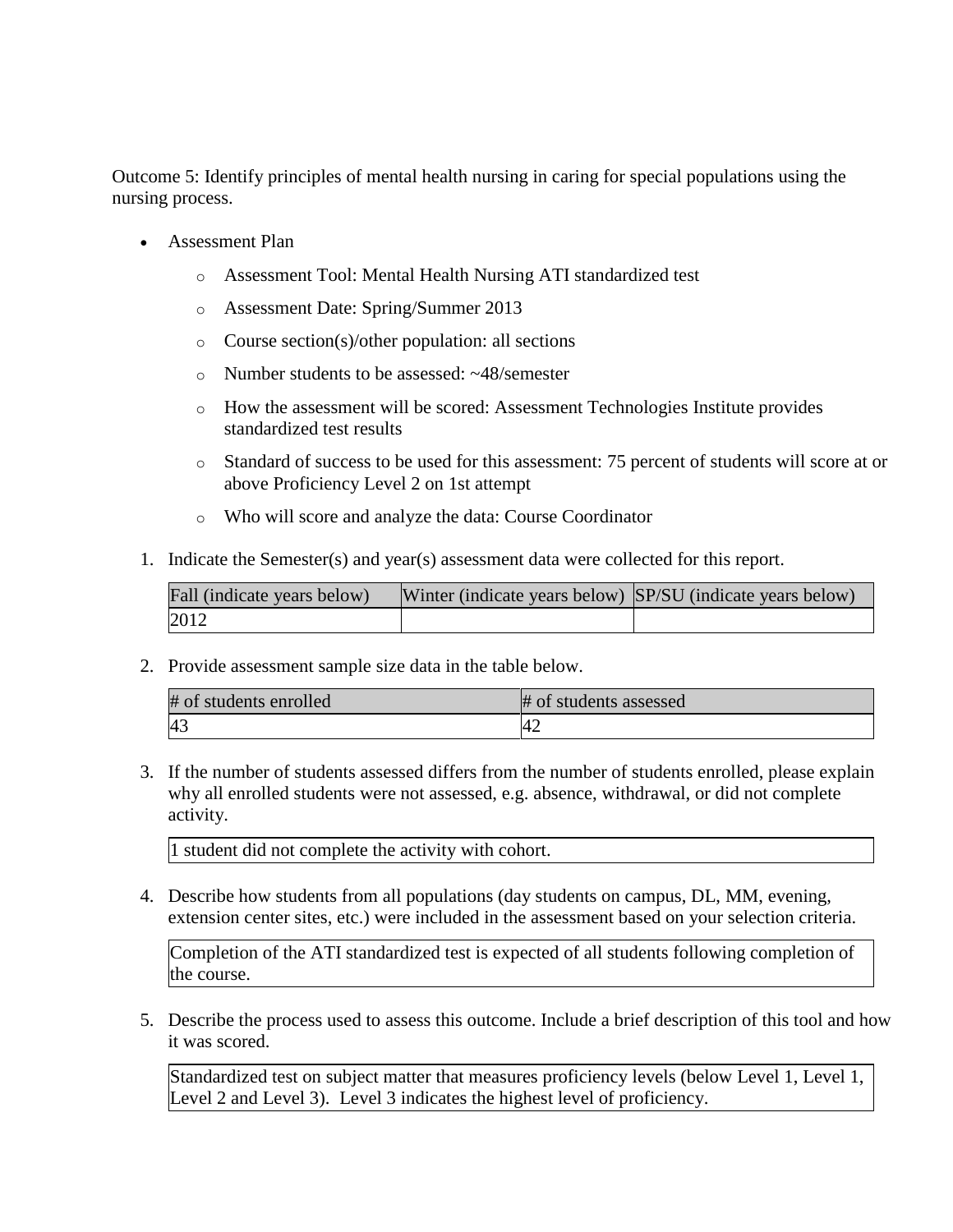Outcome 5: Identify principles of mental health nursing in caring for special populations using the nursing process.

- Assessment Plan
  - Assessment Tool: Mental Health Nursing ATI standardized test
  - Assessment Date: Spring/Summer 2013
  - Course section(s)/other population: all sections
  - Number students to be assessed: ~48/semester
  - How the assessment will be scored: Assessment Technologies Institute provides standardized test results
  - Standard of success to be used for this assessment: 75 percent of students will score at or above Proficiency Level 2 on 1st attempt
  - Who will score and analyze the data: Course Coordinator

1. Indicate the Semester(s) and year(s) assessment data were collected for this report.

| Fall (indicate years below) | Winter (indicate years below) | SP/SU (indicate years below) |
|---|---|---|
| 2012 | | |

2. Provide assessment sample size data in the table below.

| # of students enrolled | # of students assessed |
|---|---|
| 43 | 42 |

3. If the number of students assessed differs from the number of students enrolled, please explain why all enrolled students were not assessed, e.g. absence, withdrawal, or did not complete activity.

| 1 student did not complete the activity with cohort. |
|---|

4. Describe how students from all populations (day students on campus, DL, MM, evening, extension center sites, etc.) were included in the assessment based on your selection criteria.

| Completion of the ATI standardized test is expected of all students following completion of the course. |
|---|

5. Describe the process used to assess this outcome. Include a brief description of this tool and how it was scored.

| Standardized test on subject matter that measures proficiency levels (below Level 1, Level 1, Level 2 and Level 3). Level 3 indicates the highest level of proficiency. |
|---|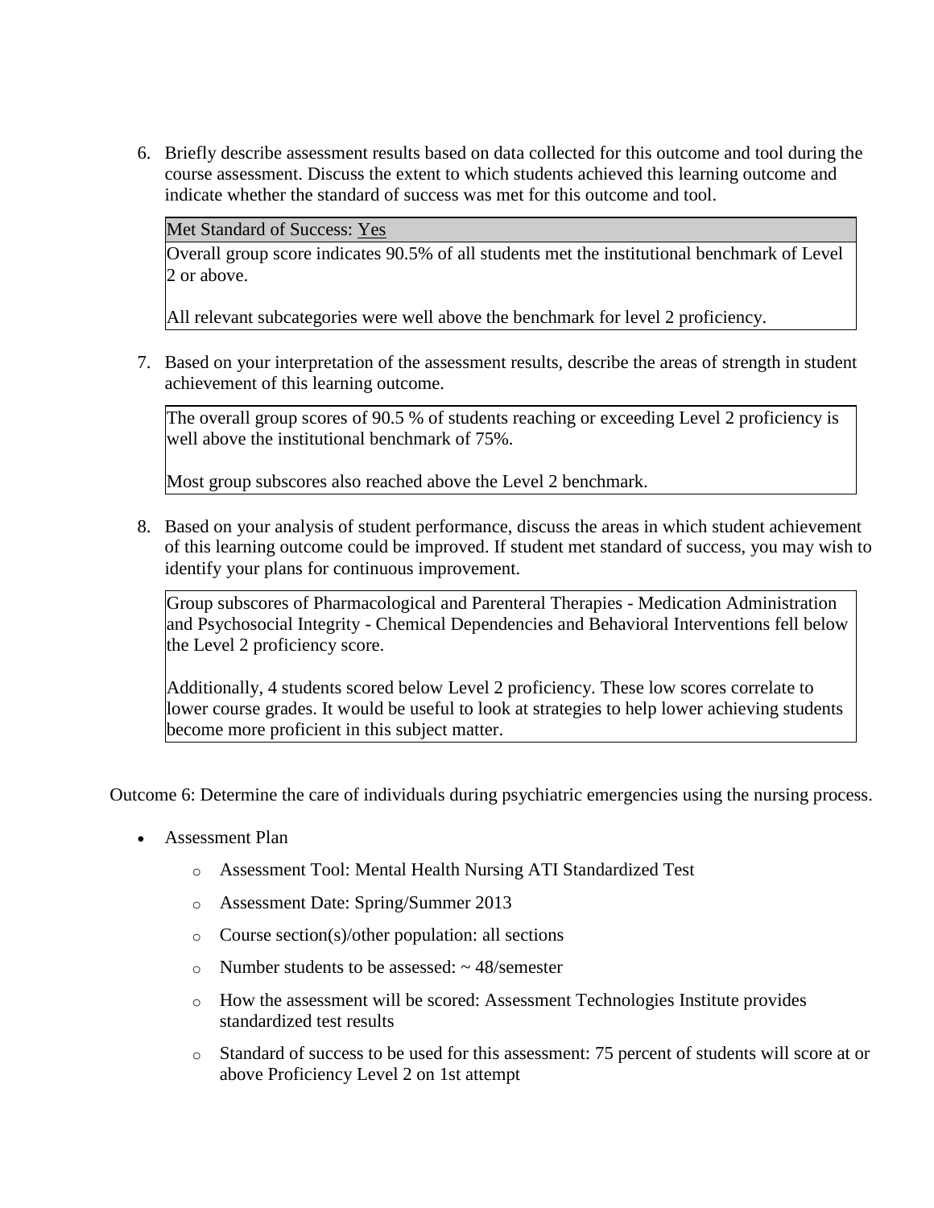6. Briefly describe assessment results based on data collected for this outcome and tool during the course assessment. Discuss the extent to which students achieved this learning outcome and indicate whether the standard of success was met for this outcome and tool.

| Met Standard of Success: Yes |
|---|
| Overall group score indicates 90.5% of all students met the institutional benchmark of Level 2 or above.<br><br>All relevant subcategories were well above the benchmark for level 2 proficiency. |

7. Based on your interpretation of the assessment results, describe the areas of strength in student achievement of this learning outcome.

| The overall group scores of 90.5 % of students reaching or exceeding Level 2 proficiency is well above the institutional benchmark of 75%.<br><br>Most group subscores also reached above the Level 2 benchmark. |
|---|

8. Based on your analysis of student performance, discuss the areas in which student achievement of this learning outcome could be improved. If student met standard of success, you may wish to identify your plans for continuous improvement.

| Group subscores of Pharmacological and Parenteral Therapies - Medication Administration and Psychosocial Integrity - Chemical Dependencies and Behavioral Interventions fell below the Level 2 proficiency score.<br><br>Additionally, 4 students scored below Level 2 proficiency. These low scores correlate to lower course grades. It would be useful to look at strategies to help lower achieving students become more proficient in this subject matter. |
|---|

Outcome 6: Determine the care of individuals during psychiatric emergencies using the nursing process.

- Assessment Plan
  - Assessment Tool: Mental Health Nursing ATI Standardized Test
  - Assessment Date: Spring/Summer 2013
  - Course section(s)/other population: all sections
  - Number students to be assessed: ~ 48/semester
  - How the assessment will be scored: Assessment Technologies Institute provides standardized test results
  - Standard of success to be used for this assessment: 75 percent of students will score at or above Proficiency Level 2 on 1st attempt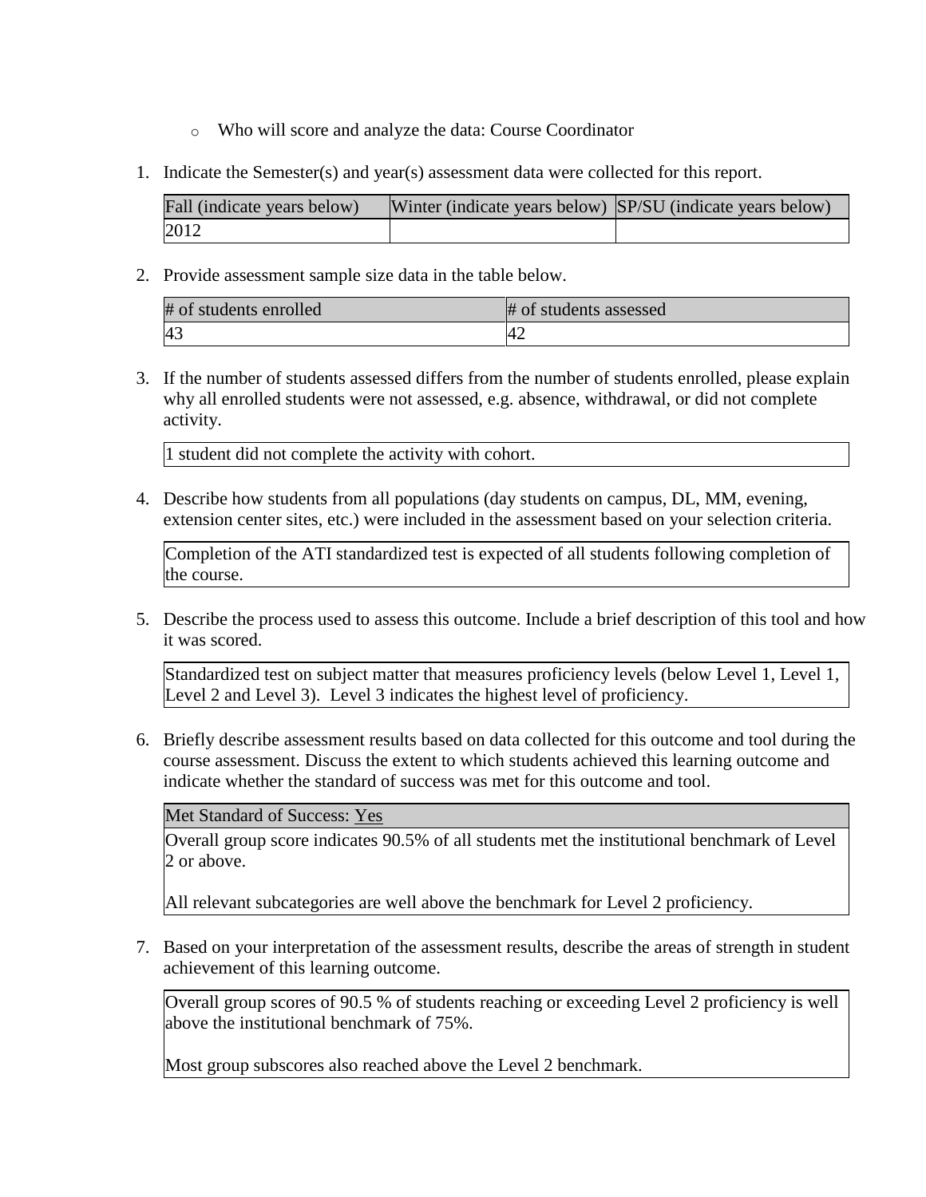- Who will score and analyze the data: Course Coordinator

1. Indicate the Semester(s) and year(s) assessment data were collected for this report.

| Fall (indicate years below) | Winter (indicate years below) | SP/SU (indicate years below) |
|---|---|---|
| 2012 | | |

2. Provide assessment sample size data in the table below.

| # of students enrolled | # of students assessed |
|---|---|
| 43 | 42 |

3. If the number of students assessed differs from the number of students enrolled, please explain why all enrolled students were not assessed, e.g. absence, withdrawal, or did not complete activity.

| 1 student did not complete the activity with cohort. |
|---|

4. Describe how students from all populations (day students on campus, DL, MM, evening, extension center sites, etc.) were included in the assessment based on your selection criteria.

| Completion of the ATI standardized test is expected of all students following completion of the course. |
|---|

5. Describe the process used to assess this outcome. Include a brief description of this tool and how it was scored.

| Standardized test on subject matter that measures proficiency levels (below Level 1, Level 1, Level 2 and Level 3). Level 3 indicates the highest level of proficiency. |
|---|

6. Briefly describe assessment results based on data collected for this outcome and tool during the course assessment. Discuss the extent to which students achieved this learning outcome and indicate whether the standard of success was met for this outcome and tool.

| Met Standard of Success: Yes |
|---|
| Overall group score indicates 90.5% of all students met the institutional benchmark of Level 2 or above.<br><br>All relevant subcategories are well above the benchmark for Level 2 proficiency. |

7. Based on your interpretation of the assessment results, describe the areas of strength in student achievement of this learning outcome.

| Overall group scores of 90.5 % of students reaching or exceeding Level 2 proficiency is well above the institutional benchmark of 75%.<br><br>Most group subscores also reached above the Level 2 benchmark. |
|---|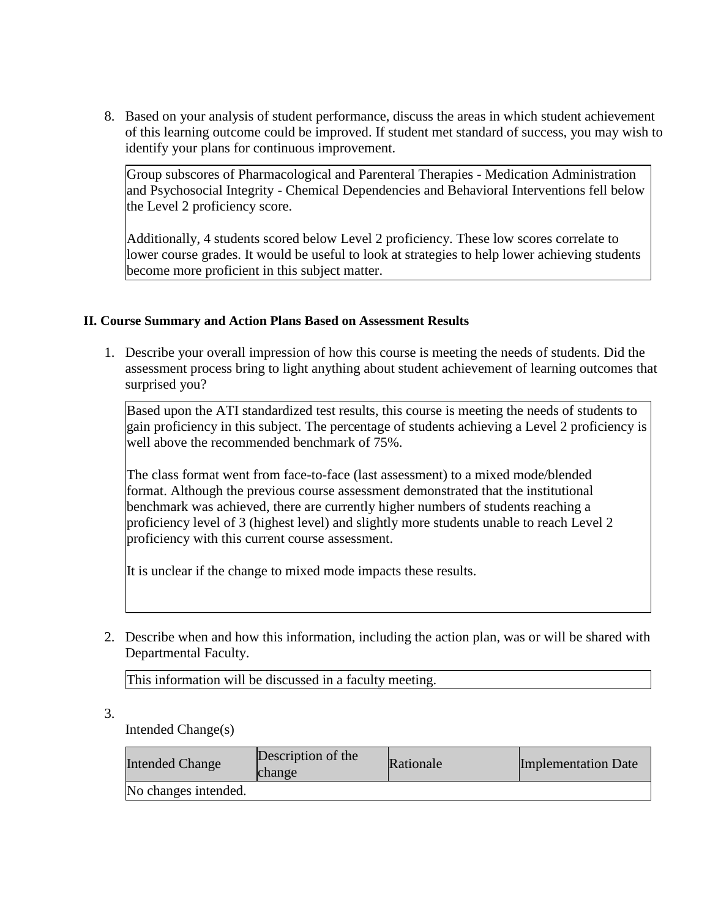8. Based on your analysis of student performance, discuss the areas in which student achievement of this learning outcome could be improved. If student met standard of success, you may wish to identify your plans for continuous improvement.

> Group subscores of Pharmacological and Parenteral Therapies - Medication Administration and Psychosocial Integrity - Chemical Dependencies and Behavioral Interventions fell below the Level 2 proficiency score.
>
> Additionally, 4 students scored below Level 2 proficiency. These low scores correlate to lower course grades. It would be useful to look at strategies to help lower achieving students become more proficient in this subject matter.

### II. Course Summary and Action Plans Based on Assessment Results

1. Describe your overall impression of how this course is meeting the needs of students. Did the assessment process bring to light anything about student achievement of learning outcomes that surprised you?

> Based upon the ATI standardized test results, this course is meeting the needs of students to gain proficiency in this subject. The percentage of students achieving a Level 2 proficiency is well above the recommended benchmark of 75%.
>
> The class format went from face-to-face (last assessment) to a mixed mode/blended format. Although the previous course assessment demonstrated that the institutional benchmark was achieved, there are currently higher numbers of students reaching a proficiency level of 3 (highest level) and slightly more students unable to reach Level 2 proficiency with this current course assessment.
>
> It is unclear if the change to mixed mode impacts these results.

2. Describe when and how this information, including the action plan, was or will be shared with Departmental Faculty.

> This information will be discussed in a faculty meeting.

3. Intended Change(s)

| Intended Change | Description of the change | Rationale | Implementation Date |
|---|---|---|---|
| No changes intended. | | | |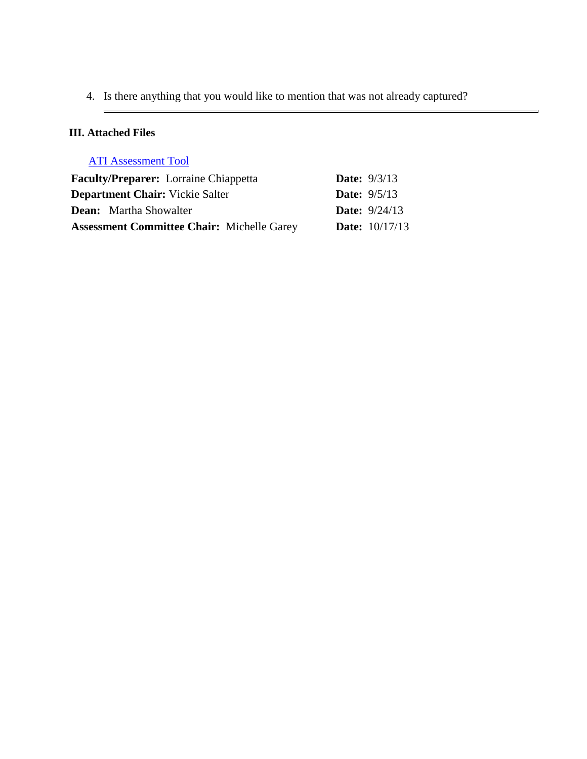4. Is there anything that you would like to mention that was not already captured?

---

**III. Attached Files**

ATI Assessment Tool

| | |
|---|---|
| **Faculty/Preparer:** Lorraine Chiappetta | **Date:** 9/3/13 |
| **Department Chair:** Vickie Salter | **Date:** 9/5/13 |
| **Dean:** Martha Showalter | **Date:** 9/24/13 |
| **Assessment Committee Chair:** Michelle Garey | **Date:** 10/17/13 |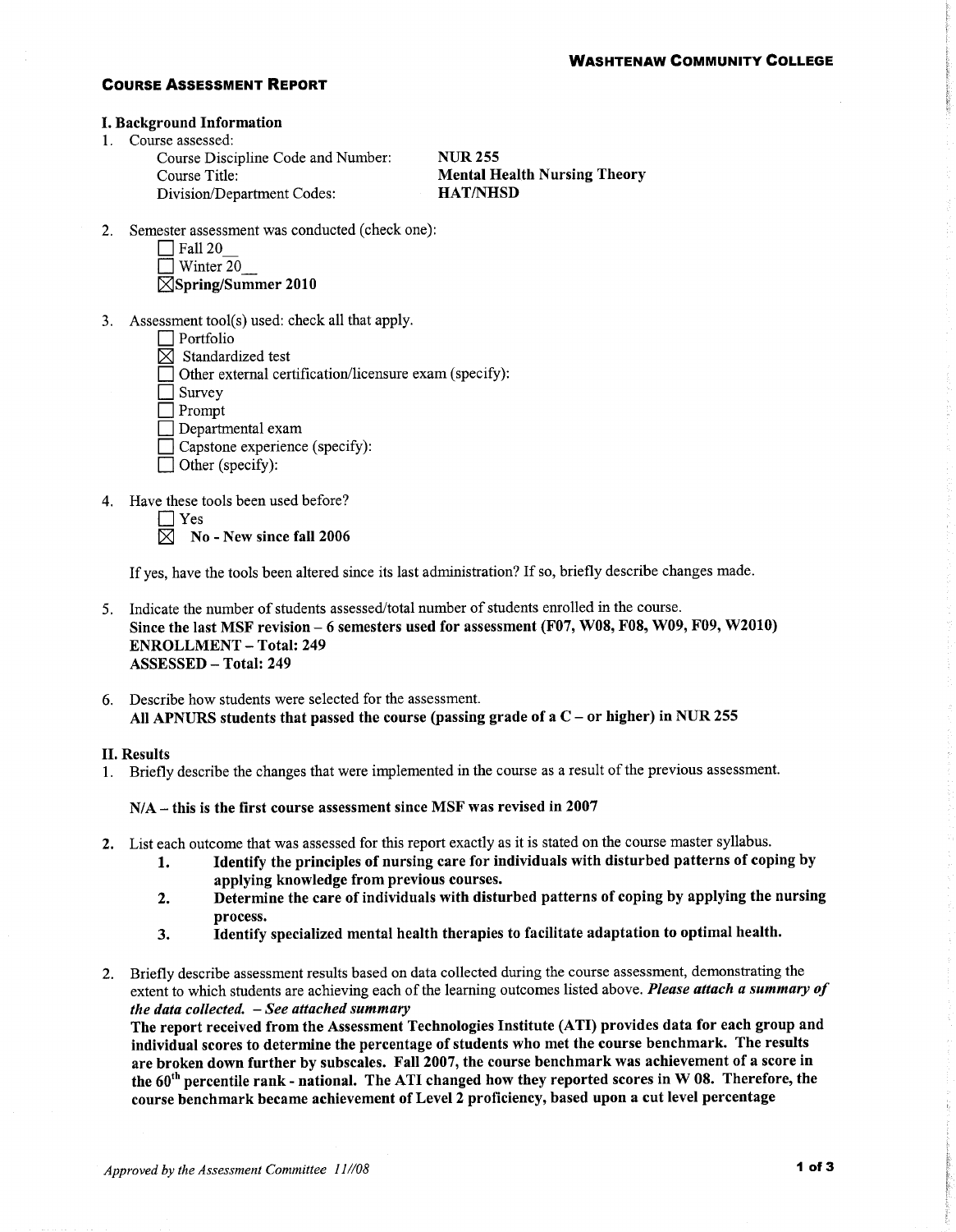**WASHTENAW COMMUNITY COLLEGE**

# COURSE ASSESSMENT REPORT

## I. Background Information

1. Course assessed:
   - Course Discipline Code and Number: **NUR 255**
   - Course Title: **Mental Health Nursing Theory**
   - Division/Department Codes: **HAT/NHSD**

2. Semester assessment was conducted (check one):
   - ☐ Fall 20__
   - ☐ Winter 20__
   - ☒ **Spring/Summer 2010**

3. Assessment tool(s) used: check all that apply.
   - ☐ Portfolio
   - ☒ Standardized test
   - ☐ Other external certification/licensure exam (specify):
   - ☐ Survey
   - ☐ Prompt
   - ☐ Departmental exam
   - ☐ Capstone experience (specify):
   - ☐ Other (specify):

4. Have these tools been used before?
   - ☐ Yes
   - ☒ **No - New since fall 2006**

   If yes, have the tools been altered since its last administration? If so, briefly describe changes made.

5. Indicate the number of students assessed/total number of students enrolled in the course.
   **Since the last MSF revision – 6 semesters used for assessment (F07, W08, F08, W09, F09, W2010)**
   **ENROLLMENT – Total: 249**
   **ASSESSED – Total: 249**

6. Describe how students were selected for the assessment.
   **All APNURS students that passed the course (passing grade of a C – or higher) in NUR 255**

## II. Results

1. Briefly describe the changes that were implemented in the course as a result of the previous assessment.

   **N/A – this is the first course assessment since MSF was revised in 2007**

2. List each outcome that was assessed for this report exactly as it is stated on the course master syllabus.
   1. **Identify the principles of nursing care for individuals with disturbed patterns of coping by applying knowledge from previous courses.**
   2. **Determine the care of individuals with disturbed patterns of coping by applying the nursing process.**
   3. **Identify specialized mental health therapies to facilitate adaptation to optimal health.**

2. Briefly describe assessment results based on data collected during the course assessment, demonstrating the extent to which students are achieving each of the learning outcomes listed above. ***Please attach a summary of the data collected. – See attached summary***
   **The report received from the Assessment Technologies Institute (ATI) provides data for each group and individual scores to determine the percentage of students who met the course benchmark. The results are broken down further by subscales. Fall 2007, the course benchmark was achievement of a score in the 60th percentile rank - national. The ATI changed how they reported scores in W 08. Therefore, the course benchmark became achievement of Level 2 proficiency, based upon a cut level percentage**

*Approved by the Assessment Committee 11//08*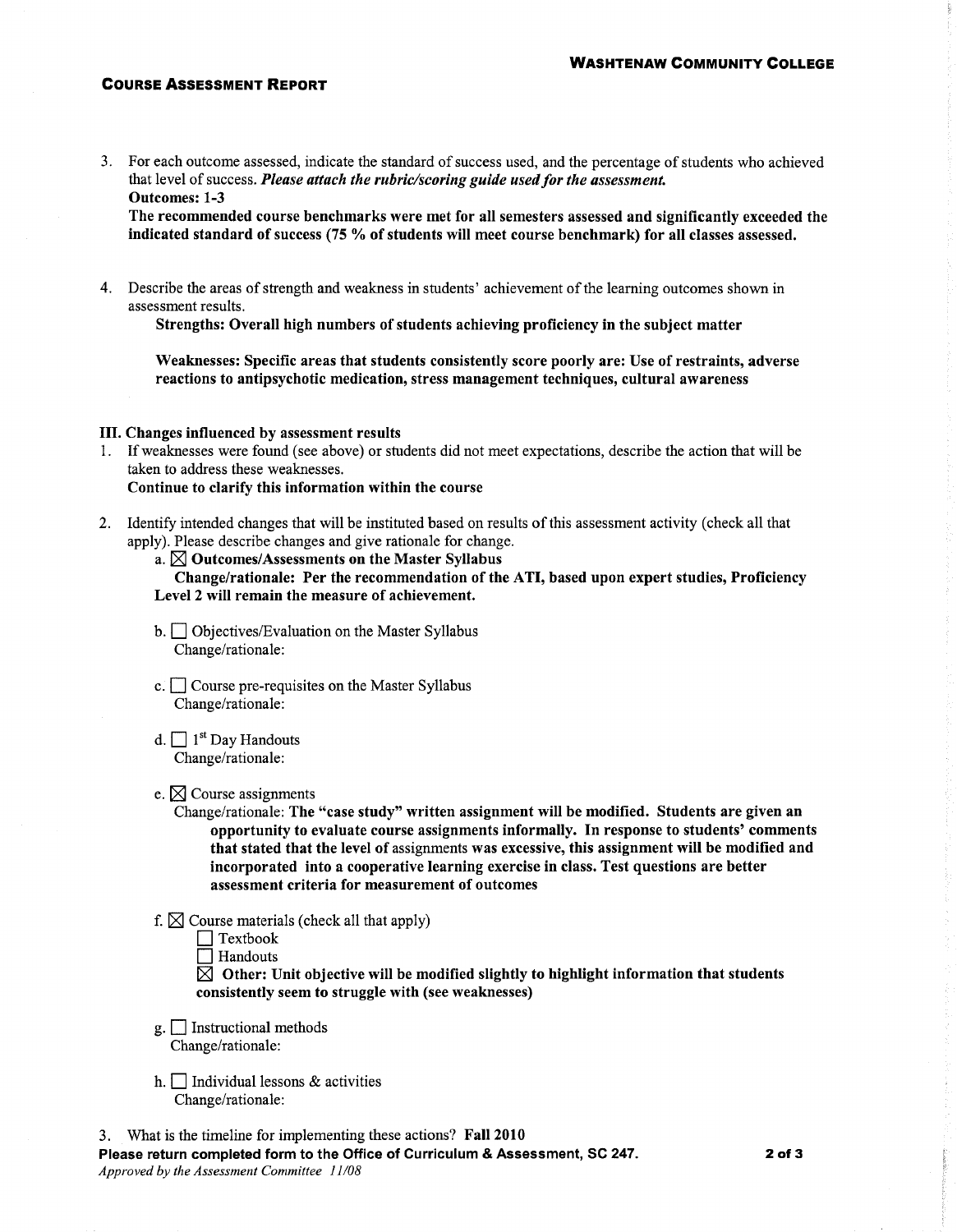3. For each outcome assessed, indicate the standard of success used, and the percentage of students who achieved that level of success. ***Please attach the rubric/scoring guide used for the assessment.***
   **Outcomes: 1-3**
   **The recommended course benchmarks were met for all semesters assessed and significantly exceeded the indicated standard of success (75 % of students will meet course benchmark) for all classes assessed.**

4. Describe the areas of strength and weakness in students' achievement of the learning outcomes shown in assessment results.
   **Strengths: Overall high numbers of students achieving proficiency in the subject matter**

   **Weaknesses: Specific areas that students consistently score poorly are: Use of restraints, adverse reactions to antipsychotic medication, stress management techniques, cultural awareness**

### III. Changes influenced by assessment results

1. If weaknesses were found (see above) or students did not meet expectations, describe the action that will be taken to address these weaknesses.
   **Continue to clarify this information within the course**

2. Identify intended changes that will be instituted based on results of this assessment activity (check all that apply). Please describe changes and give rationale for change.
   a. ☒ **Outcomes/Assessments on the Master Syllabus**
   **Change/rationale: Per the recommendation of the ATI, based upon expert studies, Proficiency Level 2 will remain the measure of achievement.**

   b. ☐ Objectives/Evaluation on the Master Syllabus
   Change/rationale:

   c. ☐ Course pre-requisites on the Master Syllabus
   Change/rationale:

   d. ☐ 1st Day Handouts
   Change/rationale:

   e. ☒ Course assignments
   Change/rationale: **The "case study" written assignment will be modified. Students are given an opportunity to evaluate course assignments informally. In response to students' comments that stated that the level of** assignments was excessive, **this assignment will be modified and incorporated into a cooperative learning exercise in class. Test questions are better assessment criteria for measurement of outcomes**

   f. ☒ Course materials (check all that apply)
   ☐ Textbook
   ☐ Handouts
   ☒ **Other: Unit objective will be modified slightly to highlight information that students consistently seem to struggle with (see weaknesses)**

   g. ☐ Instructional methods
   Change/rationale:

   h. ☐ Individual lessons & activities
   Change/rationale:

3. What is the timeline for implementing these actions? **Fall 2010**

**Please return completed form to the Office of Curriculum & Assessment, SC 247.**
*Approved by the Assessment Committee 11/08*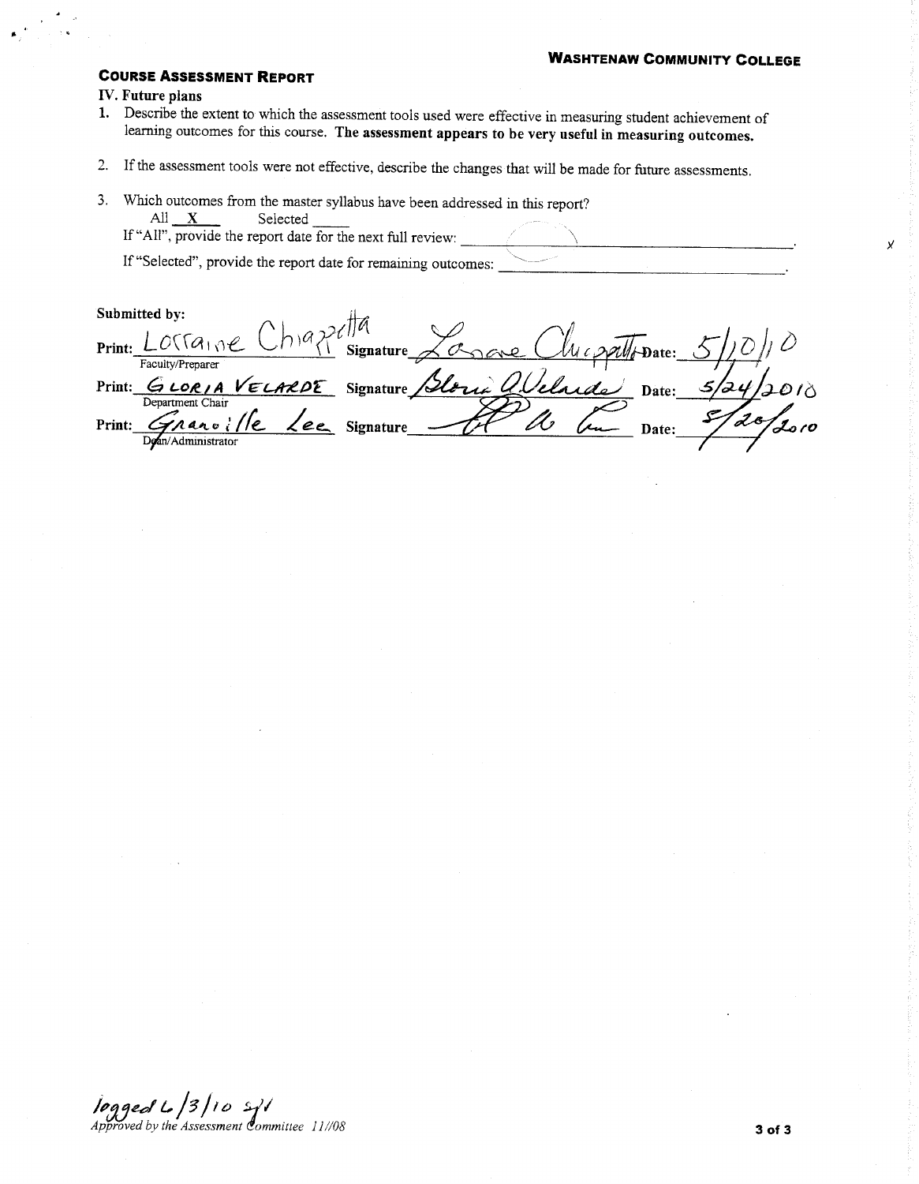## Course Assessment Report

### IV. Future plans

1. Describe the extent to which the assessment tools used were effective in measuring student achievement of learning outcomes for this course. **The assessment appears to be very useful in measuring outcomes.**

2. If the assessment tools were not effective, describe the changes that will be made for future assessments.

3. Which outcomes from the master syllabus have been addressed in this report?

   All __X__ Selected ____

   If "All", provide the report date for the next full review: ________________.

   If "Selected", provide the report date for remaining outcomes: ________________.

**Submitted by:**

Print: Lorraine Chiazzetta Signature: Lorraine Chiazzetta Date: 5/10/10
Faculty/Preparer

Print: GLORIA VELARDE Signature: Gloria A. Velarde Date: 5/24/2010
Department Chair

Print: Granville Lee Signature: [signature] Date: 5/28/2010
Dean/Administrator

logged 6/3/10 sjl

*Approved by the Assessment Committee 11/08*